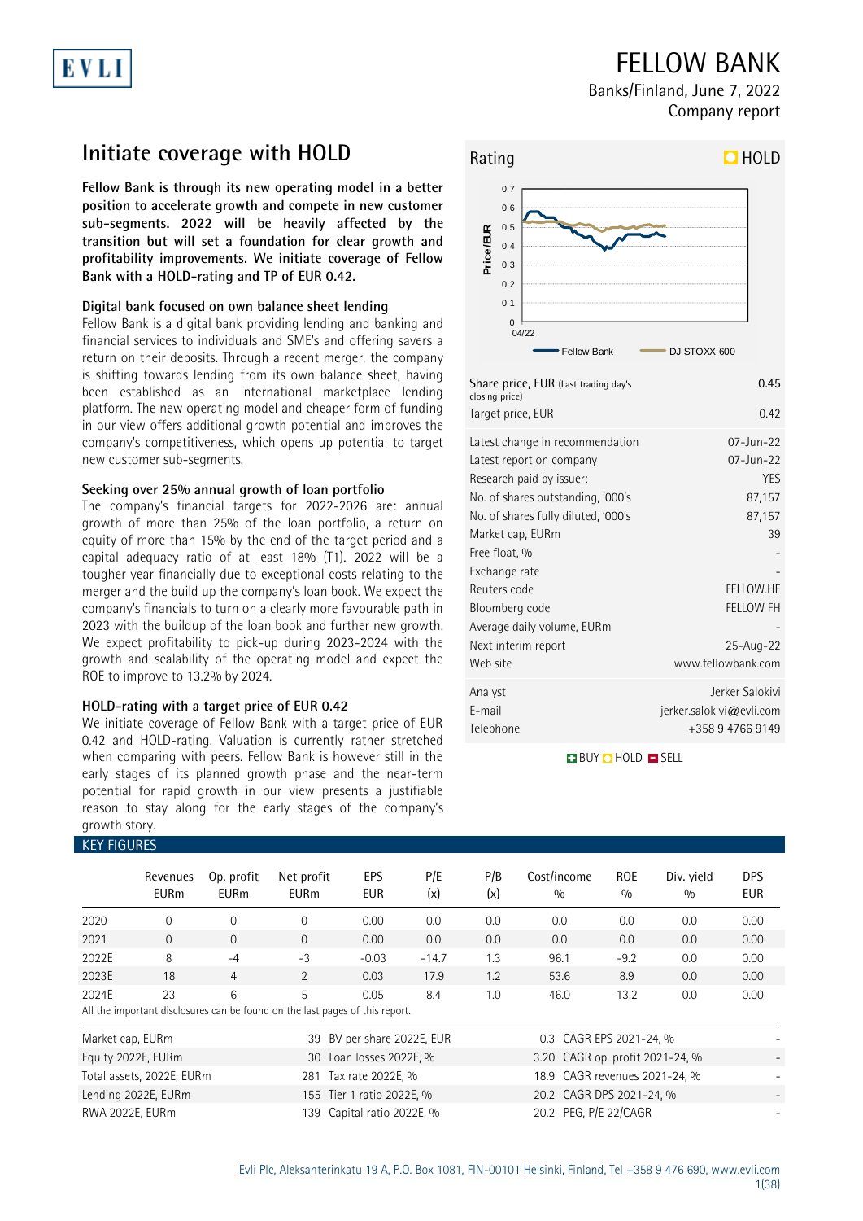# FELLOW BANK

Banks/Finland, June 7, 2022
Company report

## Initiate coverage with HOLD

**Fellow Bank is through its new operating model in a better position to accelerate growth and compete in new customer sub-segments. 2022 will be heavily affected by the transition but will set a foundation for clear growth and profitability improvements. We initiate coverage of Fellow Bank with a HOLD-rating and TP of EUR 0.42.**

### Digital bank focused on own balance sheet lending

Fellow Bank is a digital bank providing lending and banking and financial services to individuals and SME's and offering savers a return on their deposits. Through a recent merger, the company is shifting towards lending from its own balance sheet, having been established as an international marketplace lending platform. The new operating model and cheaper form of funding in our view offers additional growth potential and improves the company's competitiveness, which opens up potential to target new customer sub-segments.

### Seeking over 25% annual growth of loan portfolio

The company's financial targets for 2022-2026 are: annual growth of more than 25% of the loan portfolio, a return on equity of more than 15% by the end of the target period and a capital adequacy ratio of at least 18% (T1). 2022 will be a tougher year financially due to exceptional costs relating to the merger and the build up the company's loan book. We expect the company's financials to turn on a clearly more favourable path in 2023 with the buildup of the loan book and further new growth. We expect profitability to pick-up during 2023-2024 with the growth and scalability of the operating model and expect the ROE to improve to 13.2% by 2024.

### HOLD-rating with a target price of EUR 0.42

We initiate coverage of Fellow Bank with a target price of EUR 0.42 and HOLD-rating. Valuation is currently rather stretched when comparing with peers. Fellow Bank is however still in the early stages of its planned growth phase and the near-term potential for rapid growth in our view presents a justifiable reason to stay along for the early stages of the company's growth story.

**Rating: HOLD**

| | |
|---|---|
| Share price, EUR (Last trading day's closing price) | 0.45 |
| Target price, EUR | 0.42 |
| Latest change in recommendation | 07-Jun-22 |
| Latest report on company | 07-Jun-22 |
| Research paid by issuer: | YES |
| No. of shares outstanding, '000's | 87,157 |
| No. of shares fully diluted, '000's | 87,157 |
| Market cap, EURm | 39 |
| Free float, % | - |
| Exchange rate | - |
| Reuters code | FELLOW.HE |
| Bloomberg code | FELLOW FH |
| Average daily volume, EURm | - |
| Next interim report | 25-Aug-22 |
| Web site | www.fellowbank.com |
| Analyst | Jerker Salokivi |
| E-mail | jerker.salokivi@evli.com |
| Telephone | +358 9 4766 9149 |

BUY HOLD SELL

## KEY FIGURES

| | Revenues EURm | Op. profit EURm | Net profit EURm | EPS EUR | P/E (x) | P/B (x) | Cost/income % | ROE % | Div. yield % | DPS EUR |
|---|---|---|---|---|---|---|---|---|---|---|
| 2020 | 0 | 0 | 0 | 0.00 | 0.0 | 0.0 | 0.0 | 0.0 | 0.0 | 0.00 |
| 2021 | 0 | 0 | 0 | 0.00 | 0.0 | 0.0 | 0.0 | 0.0 | 0.0 | 0.00 |
| 2022E | 8 | -4 | -3 | -0.03 | -14.7 | 1.3 | 96.1 | -9.2 | 0.0 | 0.00 |
| 2023E | 18 | 4 | 2 | 0.03 | 17.9 | 1.2 | 53.6 | 8.9 | 0.0 | 0.00 |
| 2024E | 23 | 6 | 5 | 0.05 | 8.4 | 1.0 | 46.0 | 13.2 | 0.0 | 0.00 |

All the important disclosures can be found on the last pages of this report.

| | | | | | |
|---|---|---|---|---|---|
| Market cap, EURm | 39 | BV per share 2022E, EUR | 0.3 | CAGR EPS 2021-24, % | - |
| Equity 2022E, EURm | 30 | Loan losses 2022E, % | 3.20 | CAGR op. profit 2021-24, % | - |
| Total assets, 2022E, EURm | 281 | Tax rate 2022E, % | 18.9 | CAGR revenues 2021-24, % | - |
| Lending 2022E, EURm | 155 | Tier 1 ratio 2022E, % | 20.2 | CAGR DPS 2021-24, % | - |
| RWA 2022E, EURm | 139 | Capital ratio 2022E, % | 20.2 | PEG, P/E 22/CAGR | - |

Evli Plc, Aleksanterinkatu 19 A, P.O. Box 1081, FIN-00101 Helsinki, Finland, Tel +358 9 476 690, www.evli.com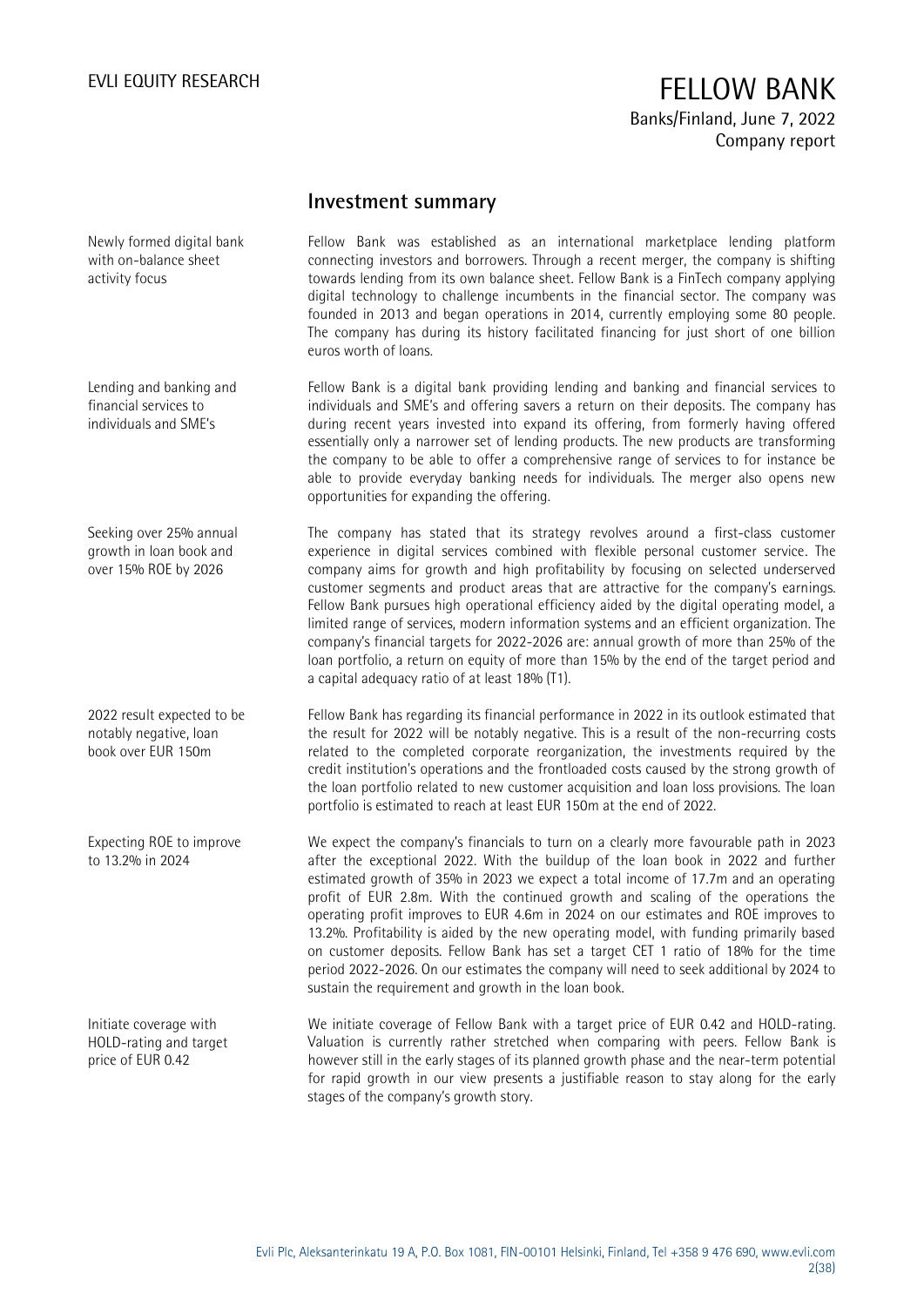## Investment summary

Newly formed digital bank with on-balance sheet activity focus

Fellow Bank was established as an international marketplace lending platform connecting investors and borrowers. Through a recent merger, the company is shifting towards lending from its own balance sheet. Fellow Bank is a FinTech company applying digital technology to challenge incumbents in the financial sector. The company was founded in 2013 and began operations in 2014, currently employing some 80 people. The company has during its history facilitated financing for just short of one billion euros worth of loans.

Lending and banking and financial services to individuals and SME's

Fellow Bank is a digital bank providing lending and banking and financial services to individuals and SME's and offering savers a return on their deposits. The company has during recent years invested into expand its offering, from formerly having offered essentially only a narrower set of lending products. The new products are transforming the company to be able to offer a comprehensive range of services to for instance be able to provide everyday banking needs for individuals. The merger also opens new opportunities for expanding the offering.

Seeking over 25% annual growth in loan book and over 15% ROE by 2026

The company has stated that its strategy revolves around a first-class customer experience in digital services combined with flexible personal customer service. The company aims for growth and high profitability by focusing on selected underserved customer segments and product areas that are attractive for the company's earnings. Fellow Bank pursues high operational efficiency aided by the digital operating model, a limited range of services, modern information systems and an efficient organization. The company's financial targets for 2022-2026 are: annual growth of more than 25% of the loan portfolio, a return on equity of more than 15% by the end of the target period and a capital adequacy ratio of at least 18% (T1).

2022 result expected to be notably negative, loan book over EUR 150m

Fellow Bank has regarding its financial performance in 2022 in its outlook estimated that the result for 2022 will be notably negative. This is a result of the non-recurring costs related to the completed corporate reorganization, the investments required by the credit institution's operations and the frontloaded costs caused by the strong growth of the loan portfolio related to new customer acquisition and loan loss provisions. The loan portfolio is estimated to reach at least EUR 150m at the end of 2022.

Expecting ROE to improve to 13.2% in 2024

We expect the company's financials to turn on a clearly more favourable path in 2023 after the exceptional 2022. With the buildup of the loan book in 2022 and further estimated growth of 35% in 2023 we expect a total income of 17.7m and an operating profit of EUR 2.8m. With the continued growth and scaling of the operations the operating profit improves to EUR 4.6m in 2024 on our estimates and ROE improves to 13.2%. Profitability is aided by the new operating model, with funding primarily based on customer deposits. Fellow Bank has set a target CET 1 ratio of 18% for the time period 2022-2026. On our estimates the company will need to seek additional by 2024 to sustain the requirement and growth in the loan book.

Initiate coverage with HOLD-rating and target price of EUR 0.42

We initiate coverage of Fellow Bank with a target price of EUR 0.42 and HOLD-rating. Valuation is currently rather stretched when comparing with peers. Fellow Bank is however still in the early stages of its planned growth phase and the near-term potential for rapid growth in our view presents a justifiable reason to stay along for the early stages of the company's growth story.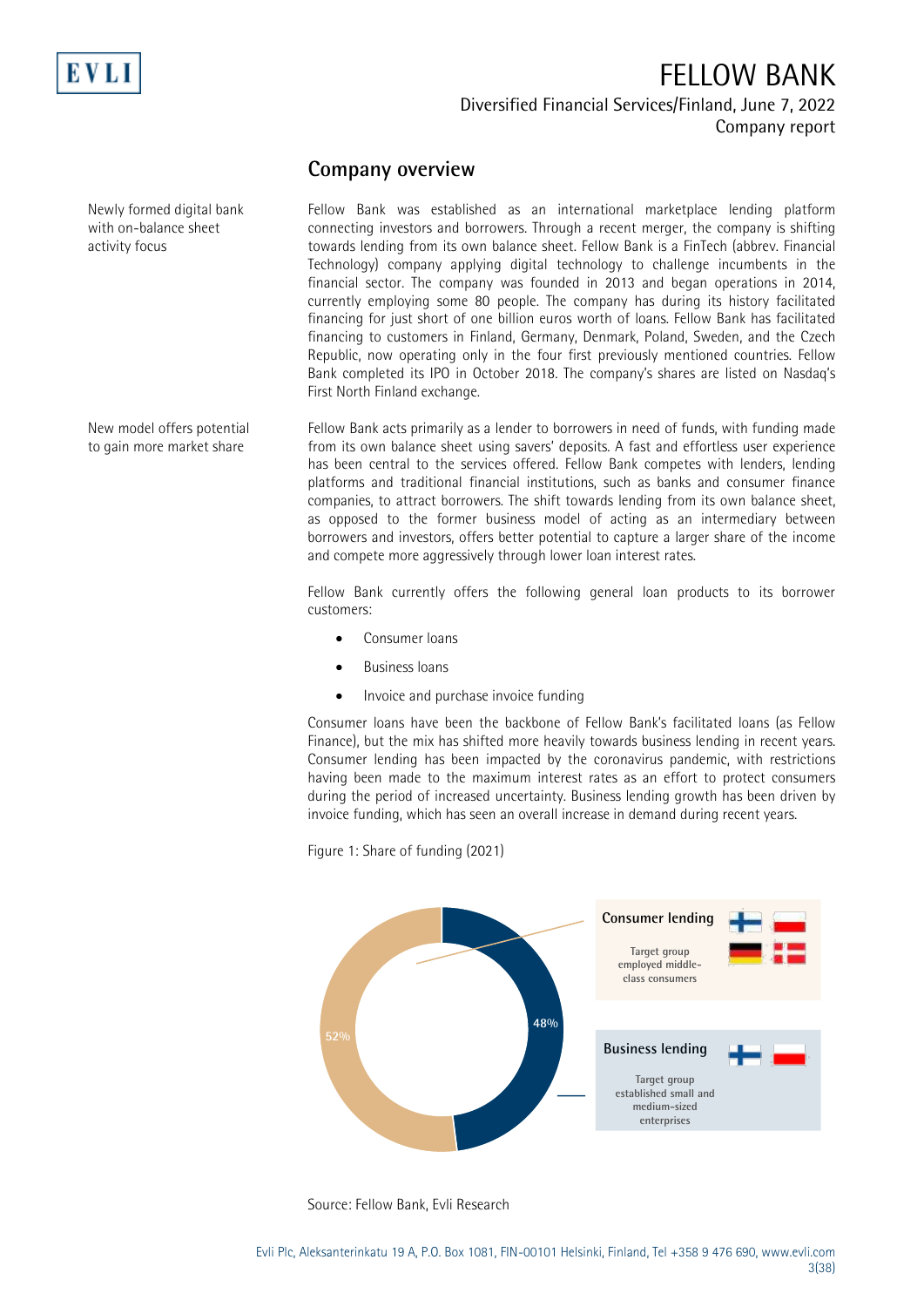## Company overview

Newly formed digital bank with on-balance sheet activity focus

Fellow Bank was established as an international marketplace lending platform connecting investors and borrowers. Through a recent merger, the company is shifting towards lending from its own balance sheet. Fellow Bank is a FinTech (abbrev. Financial Technology) company applying digital technology to challenge incumbents in the financial sector. The company was founded in 2013 and began operations in 2014, currently employing some 80 people. The company has during its history facilitated financing for just short of one billion euros worth of loans. Fellow Bank has facilitated financing to customers in Finland, Germany, Denmark, Poland, Sweden, and the Czech Republic, now operating only in the four first previously mentioned countries. Fellow Bank completed its IPO in October 2018. The company's shares are listed on Nasdaq's First North Finland exchange.

New model offers potential to gain more market share

Fellow Bank acts primarily as a lender to borrowers in need of funds, with funding made from its own balance sheet using savers' deposits. A fast and effortless user experience has been central to the services offered. Fellow Bank competes with lenders, lending platforms and traditional financial institutions, such as banks and consumer finance companies, to attract borrowers. The shift towards lending from its own balance sheet, as opposed to the former business model of acting as an intermediary between borrowers and investors, offers better potential to capture a larger share of the income and compete more aggressively through lower loan interest rates.

Fellow Bank currently offers the following general loan products to its borrower customers:

- Consumer loans
- Business loans
- Invoice and purchase invoice funding

Consumer loans have been the backbone of Fellow Bank's facilitated loans (as Fellow Finance), but the mix has shifted more heavily towards business lending in recent years. Consumer lending has been impacted by the coronavirus pandemic, with restrictions having been made to the maximum interest rates as an effort to protect consumers during the period of increased uncertainty. Business lending growth has been driven by invoice funding, which has seen an overall increase in demand during recent years.

Figure 1: Share of funding (2021)

| Segment | Share | Target group |
|---|---|---|
| Consumer lending | 52% | Target group employed middle-class consumers |
| Business lending | 48% | Target group established small and medium-sized enterprises |

Source: Fellow Bank, Evli Research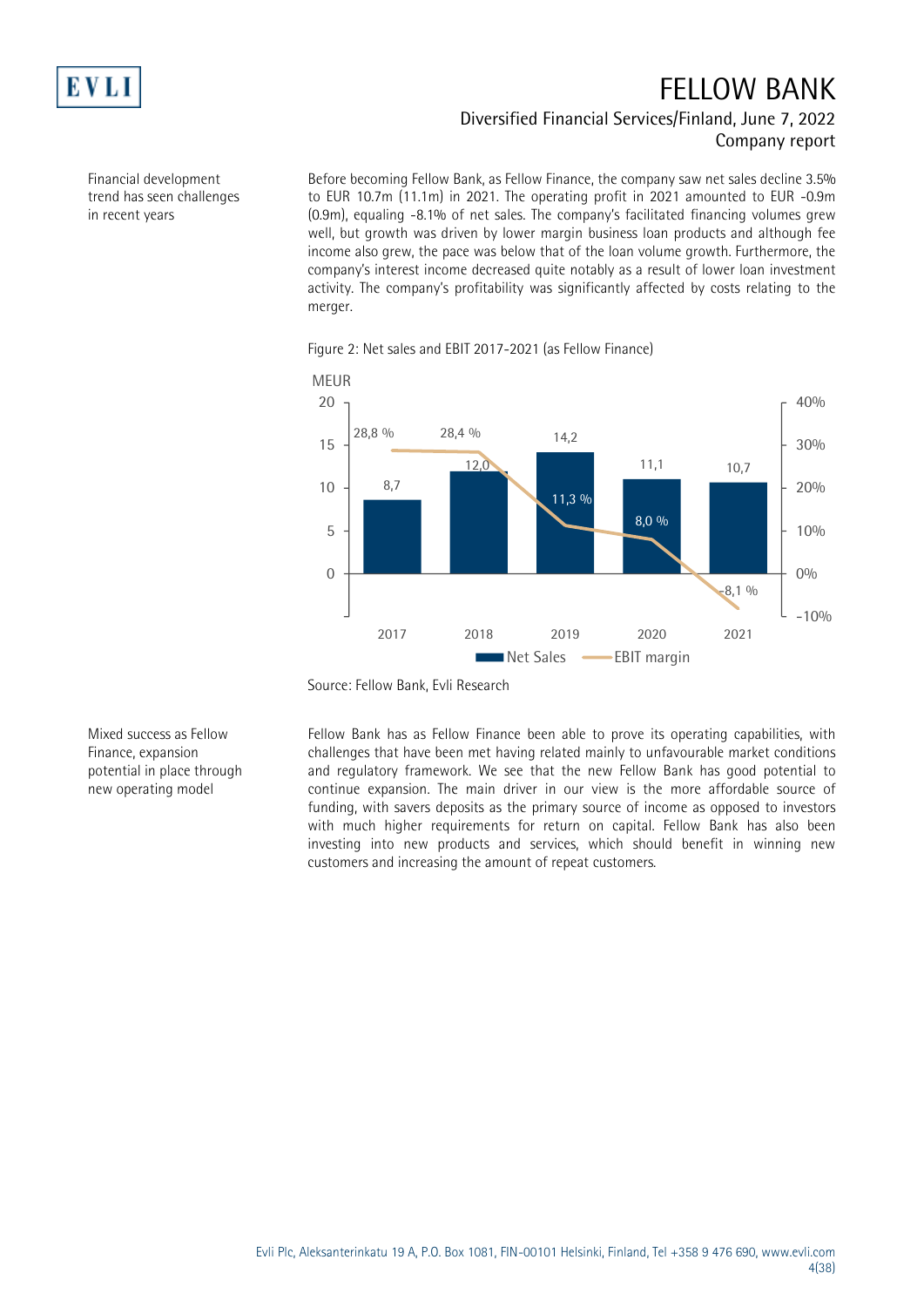Financial development trend has seen challenges in recent years

Before becoming Fellow Bank, as Fellow Finance, the company saw net sales decline 3.5% to EUR 10.7m (11.1m) in 2021. The operating profit in 2021 amounted to EUR -0.9m (0.9m), equaling -8.1% of net sales. The company's facilitated financing volumes grew well, but growth was driven by lower margin business loan products and although fee income also grew, the pace was below that of the loan volume growth. Furthermore, the company's interest income decreased quite notably as a result of lower loan investment activity. The company's profitability was significantly affected by costs relating to the merger.

Figure 2: Net sales and EBIT 2017-2021 (as Fellow Finance)

| Year | Net Sales (MEUR) | EBIT margin |
|---|---|---|
| 2017 | 8,7 | 28,8 % |
| 2018 | 12,0 | 28,4 % |
| 2019 | 14,2 | 11,3 % |
| 2020 | 11,1 | 8,0 % |
| 2021 | 10,7 | -8,1 % |

Source: Fellow Bank, Evli Research

Mixed success as Fellow Finance, expansion potential in place through new operating model

Fellow Bank has as Fellow Finance been able to prove its operating capabilities, with challenges that have been met having related mainly to unfavourable market conditions and regulatory framework. We see that the new Fellow Bank has good potential to continue expansion. The main driver in our view is the more affordable source of funding, with savers deposits as the primary source of income as opposed to investors with much higher requirements for return on capital. Fellow Bank has also been investing into new products and services, which should benefit in winning new customers and increasing the amount of repeat customers.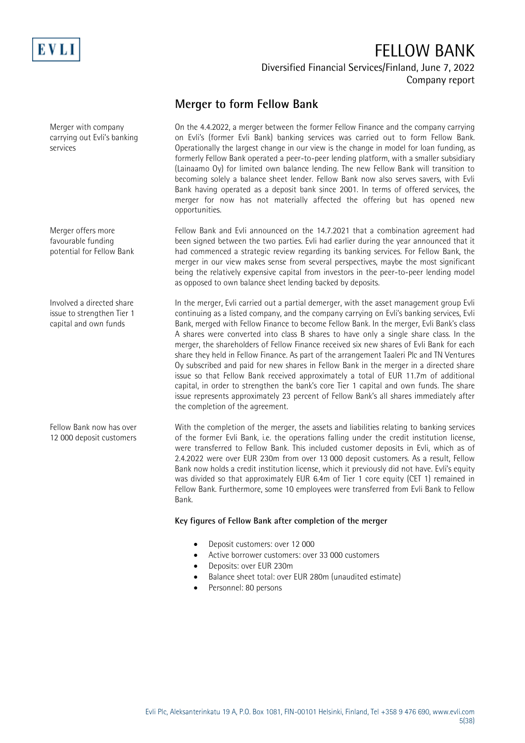## Merger to form Fellow Bank

Merger with company carrying out Evli's banking services

On the 4.4.2022, a merger between the former Fellow Finance and the company carrying on Evli's (former Evli Bank) banking services was carried out to form Fellow Bank. Operationally the largest change in our view is the change in model for loan funding, as formerly Fellow Bank operated a peer-to-peer lending platform, with a smaller subsidiary (Lainaamo Oy) for limited own balance lending. The new Fellow Bank will transition to becoming solely a balance sheet lender. Fellow Bank now also serves savers, with Evli Bank having operated as a deposit bank since 2001. In terms of offered services, the merger for now has not materially affected the offering but has opened new opportunities.

Merger offers more favourable funding potential for Fellow Bank

Fellow Bank and Evli announced on the 14.7.2021 that a combination agreement had been signed between the two parties. Evli had earlier during the year announced that it had commenced a strategic review regarding its banking services. For Fellow Bank, the merger in our view makes sense from several perspectives, maybe the most significant being the relatively expensive capital from investors in the peer-to-peer lending model as opposed to own balance sheet lending backed by deposits.

Involved a directed share issue to strengthen Tier 1 capital and own funds

In the merger, Evli carried out a partial demerger, with the asset management group Evli continuing as a listed company, and the company carrying on Evli's banking services, Evli Bank, merged with Fellow Finance to become Fellow Bank. In the merger, Evli Bank's class A shares were converted into class B shares to have only a single share class. In the merger, the shareholders of Fellow Finance received six new shares of Evli Bank for each share they held in Fellow Finance. As part of the arrangement Taaleri Plc and TN Ventures Oy subscribed and paid for new shares in Fellow Bank in the merger in a directed share issue so that Fellow Bank received approximately a total of EUR 11.7m of additional capital, in order to strengthen the bank's core Tier 1 capital and own funds. The share issue represents approximately 23 percent of Fellow Bank's all shares immediately after the completion of the agreement.

Fellow Bank now has over 12 000 deposit customers

With the completion of the merger, the assets and liabilities relating to banking services of the former Evli Bank, i.e. the operations falling under the credit institution license, were transferred to Fellow Bank. This included customer deposits in Evli, which as of 2.4.2022 were over EUR 230m from over 13 000 deposit customers. As a result, Fellow Bank now holds a credit institution license, which it previously did not have. Evli's equity was divided so that approximately EUR 6.4m of Tier 1 core equity (CET 1) remained in Fellow Bank. Furthermore, some 10 employees were transferred from Evli Bank to Fellow Bank.

**Key figures of Fellow Bank after completion of the merger**

- Deposit customers: over 12 000
- Active borrower customers: over 33 000 customers
- Deposits: over EUR 230m
- Balance sheet total: over EUR 280m (unaudited estimate)
- Personnel: 80 persons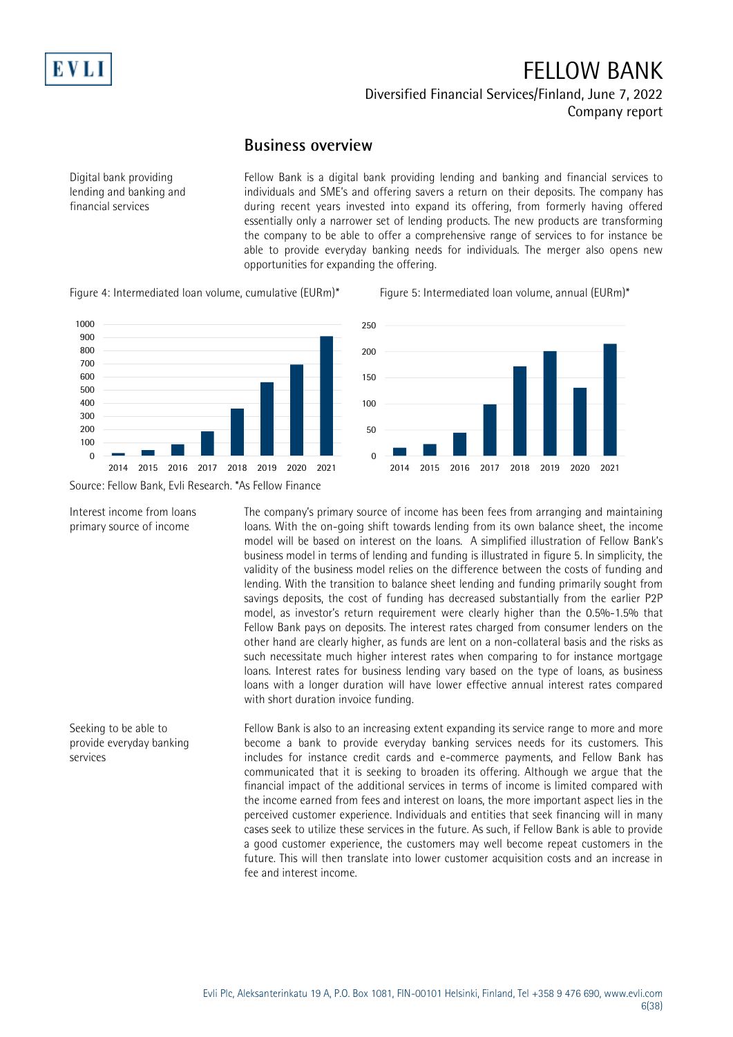## Business overview

Digital bank providing lending and banking and financial services

Fellow Bank is a digital bank providing lending and banking and financial services to individuals and SME's and offering savers a return on their deposits. The company has during recent years invested into expand its offering, from formerly having offered essentially only a narrower set of lending products. The new products are transforming the company to be able to offer a comprehensive range of services to for instance be able to provide everyday banking needs for individuals. The merger also opens new opportunities for expanding the offering.

Figure 4: Intermediated loan volume, cumulative (EURm)*

Figure 5: Intermediated loan volume, annual (EURm)*

Source: Fellow Bank, Evli Research. *As Fellow Finance

Interest income from loans primary source of income

The company's primary source of income has been fees from arranging and maintaining loans. With the on-going shift towards lending from its own balance sheet, the income model will be based on interest on the loans. A simplified illustration of Fellow Bank's business model in terms of lending and funding is illustrated in figure 5. In simplicity, the validity of the business model relies on the difference between the costs of funding and lending. With the transition to balance sheet lending and funding primarily sought from savings deposits, the cost of funding has decreased substantially from the earlier P2P model, as investor's return requirement were clearly higher than the 0.5%-1.5% that Fellow Bank pays on deposits. The interest rates charged from consumer lenders on the other hand are clearly higher, as funds are lent on a non-collateral basis and the risks as such necessitate much higher interest rates when comparing to for instance mortgage loans. Interest rates for business lending vary based on the type of loans, as business loans with a longer duration will have lower effective annual interest rates compared with short duration invoice funding.

Seeking to be able to provide everyday banking services

Fellow Bank is also to an increasing extent expanding its service range to more and more become a bank to provide everyday banking services needs for its customers. This includes for instance credit cards and e-commerce payments, and Fellow Bank has communicated that it is seeking to broaden its offering. Although we argue that the financial impact of the additional services in terms of income is limited compared with the income earned from fees and interest on loans, the more important aspect lies in the perceived customer experience. Individuals and entities that seek financing will in many cases seek to utilize these services in the future. As such, if Fellow Bank is able to provide a good customer experience, the customers may well become repeat customers in the future. This will then translate into lower customer acquisition costs and an increase in fee and interest income.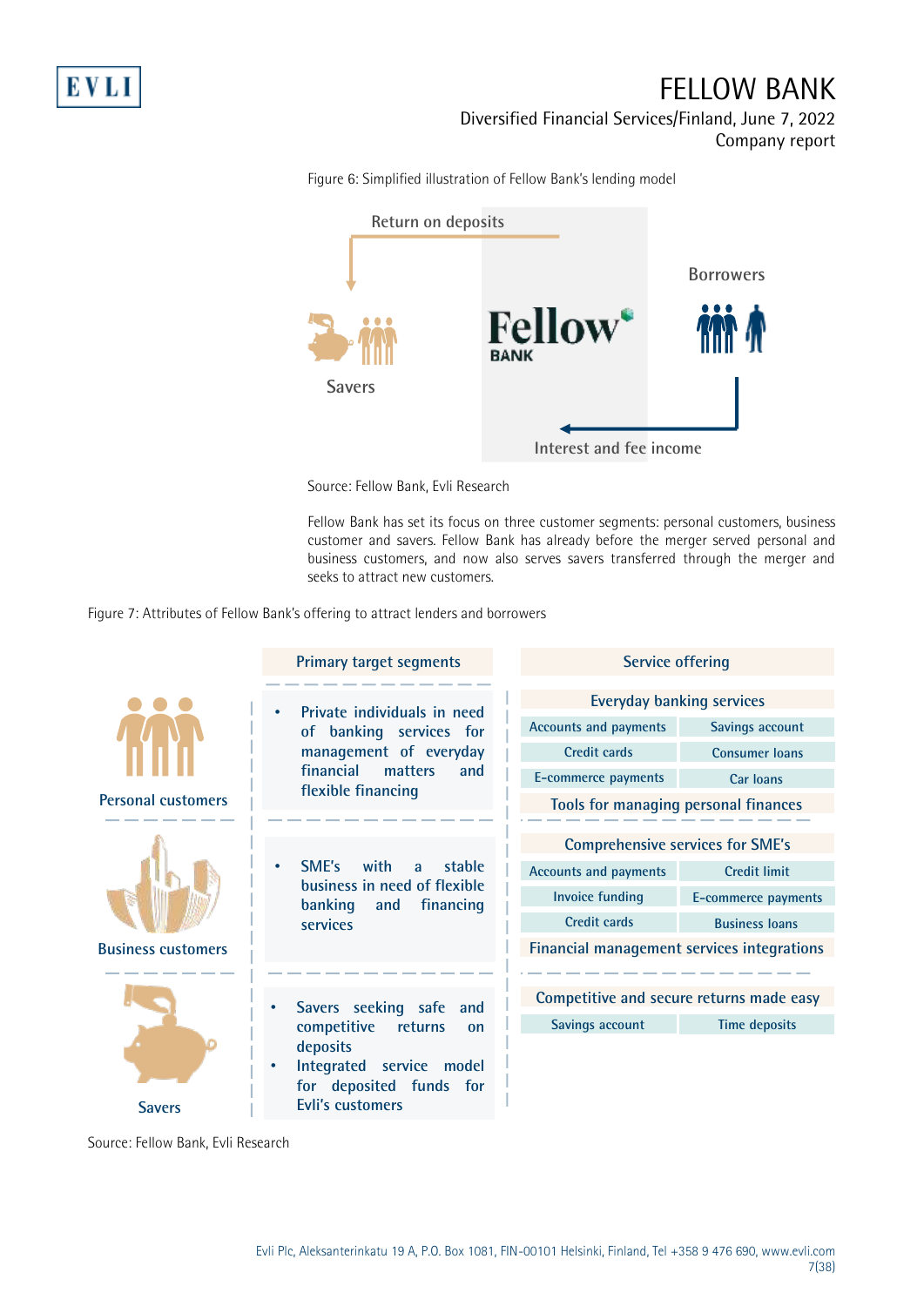Figure 6: Simplified illustration of Fellow Bank's lending model

Return on deposits

Savers

Fellow BANK

Borrowers

Interest and fee income

Source: Fellow Bank, Evli Research

Fellow Bank has set its focus on three customer segments: personal customers, business customer and savers. Fellow Bank has already before the merger served personal and business customers, and now also serves savers transferred through the merger and seeks to attract new customers.

Figure 7: Attributes of Fellow Bank's offering to attract lenders and borrowers

| | Primary target segments | Service offering |
|---|---|---|
| Personal customers | • Private individuals in need of banking services for management of everyday financial matters and flexible financing | **Everyday banking services**: Accounts and payments; Savings account; Credit cards; Consumer loans; E-commerce payments; Car loans; Tools for managing personal finances |
| Business customers | • SME's with a stable business in need of flexible banking and financing services | **Comprehensive services for SME's**: Accounts and payments; Credit limit; Invoice funding; E-commerce payments; Credit cards; Business loans; Financial management services integrations |
| Savers | • Savers seeking safe and competitive returns on deposits<br>• Integrated service model for deposited funds for Evli's customers | **Competitive and secure returns made easy**: Savings account; Time deposits |

Source: Fellow Bank, Evli Research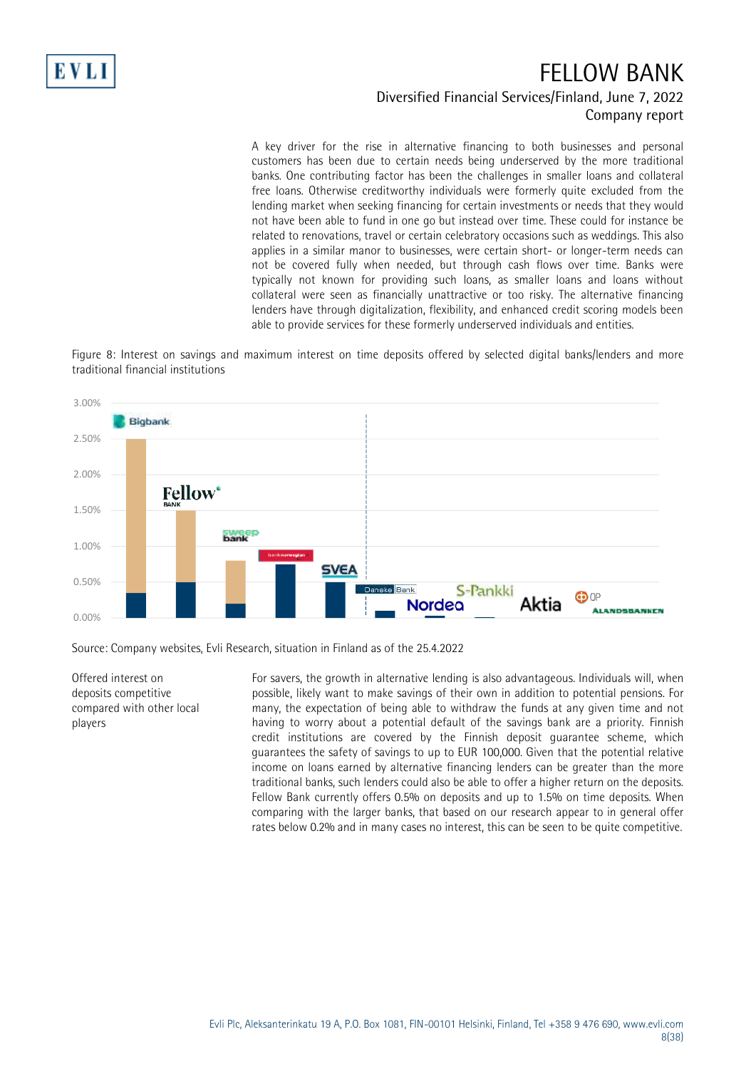A key driver for the rise in alternative financing to both businesses and personal customers has been due to certain needs being underserved by the more traditional banks. One contributing factor has been the challenges in smaller loans and collateral free loans. Otherwise creditworthy individuals were formerly quite excluded from the lending market when seeking financing for certain investments or needs that they would not have been able to fund in one go but instead over time. These could for instance be related to renovations, travel or certain celebratory occasions such as weddings. This also applies in a similar manor to businesses, were certain short- or longer-term needs can not be covered fully when needed, but through cash flows over time. Banks were typically not known for providing such loans, as smaller loans and loans without collateral were seen as financially unattractive or too risky. The alternative financing lenders have through digitalization, flexibility, and enhanced credit scoring models been able to provide services for these formerly underserved individuals and entities.

Figure 8: Interest on savings and maximum interest on time deposits offered by selected digital banks/lenders and more traditional financial institutions

Source: Company websites, Evli Research, situation in Finland as of the 25.4.2022

**Offered interest on deposits competitive compared with other local players**

For savers, the growth in alternative lending is also advantageous. Individuals will, when possible, likely want to make savings of their own in addition to potential pensions. For many, the expectation of being able to withdraw the funds at any given time and not having to worry about a potential default of the savings bank are a priority. Finnish credit institutions are covered by the Finnish deposit guarantee scheme, which guarantees the safety of savings to up to EUR 100,000. Given that the potential relative income on loans earned by alternative financing lenders can be greater than the more traditional banks, such lenders could also be able to offer a higher return on the deposits. Fellow Bank currently offers 0.5% on deposits and up to 1.5% on time deposits. When comparing with the larger banks, that based on our research appear to in general offer rates below 0.2% and in many cases no interest, this can be seen to be quite competitive.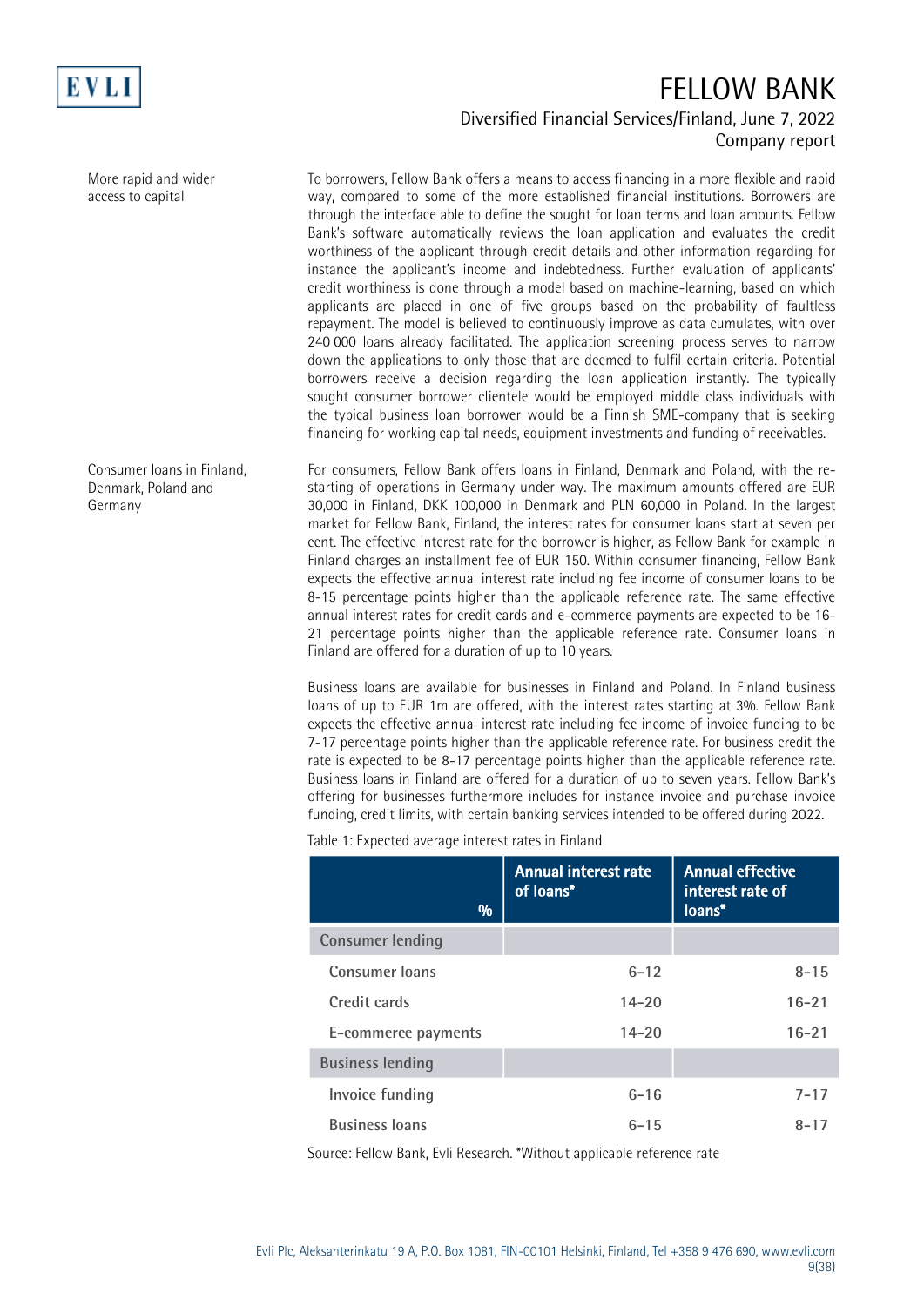More rapid and wider access to capital

To borrowers, Fellow Bank offers a means to access financing in a more flexible and rapid way, compared to some of the more established financial institutions. Borrowers are through the interface able to define the sought for loan terms and loan amounts. Fellow Bank's software automatically reviews the loan application and evaluates the credit worthiness of the applicant through credit details and other information regarding for instance the applicant's income and indebtedness. Further evaluation of applicants' credit worthiness is done through a model based on machine-learning, based on which applicants are placed in one of five groups based on the probability of faultless repayment. The model is believed to continuously improve as data cumulates, with over 240 000 loans already facilitated. The application screening process serves to narrow down the applications to only those that are deemed to fulfil certain criteria. Potential borrowers receive a decision regarding the loan application instantly. The typically sought consumer borrower clientele would be employed middle class individuals with the typical business loan borrower would be a Finnish SME-company that is seeking financing for working capital needs, equipment investments and funding of receivables.

Consumer loans in Finland, Denmark, Poland and Germany

For consumers, Fellow Bank offers loans in Finland, Denmark and Poland, with the re-starting of operations in Germany under way. The maximum amounts offered are EUR 30,000 in Finland, DKK 100,000 in Denmark and PLN 60,000 in Poland. In the largest market for Fellow Bank, Finland, the interest rates for consumer loans start at seven per cent. The effective interest rate for the borrower is higher, as Fellow Bank for example in Finland charges an installment fee of EUR 150. Within consumer financing, Fellow Bank expects the effective annual interest rate including fee income of consumer loans to be 8-15 percentage points higher than the applicable reference rate. The same effective annual interest rates for credit cards and e-commerce payments are expected to be 16-21 percentage points higher than the applicable reference rate. Consumer loans in Finland are offered for a duration of up to 10 years.

Business loans are available for businesses in Finland and Poland. In Finland business loans of up to EUR 1m are offered, with the interest rates starting at 3%. Fellow Bank expects the effective annual interest rate including fee income of invoice funding to be 7-17 percentage points higher than the applicable reference rate. For business credit the rate is expected to be 8-17 percentage points higher than the applicable reference rate. Business loans in Finland are offered for a duration of up to seven years. Fellow Bank's offering for businesses furthermore includes for instance invoice and purchase invoice funding, credit limits, with certain banking services intended to be offered during 2022.

Table 1: Expected average interest rates in Finland

| % | Annual interest rate of loans* | Annual effective interest rate of loans* |
|---|---|---|
| **Consumer lending** | | |
| Consumer loans | 6-12 | 8-15 |
| Credit cards | 14-20 | 16-21 |
| E-commerce payments | 14-20 | 16-21 |
| **Business lending** | | |
| Invoice funding | 6-16 | 7-17 |
| Business loans | 6-15 | 8-17 |

Source: Fellow Bank, Evli Research. *Without applicable reference rate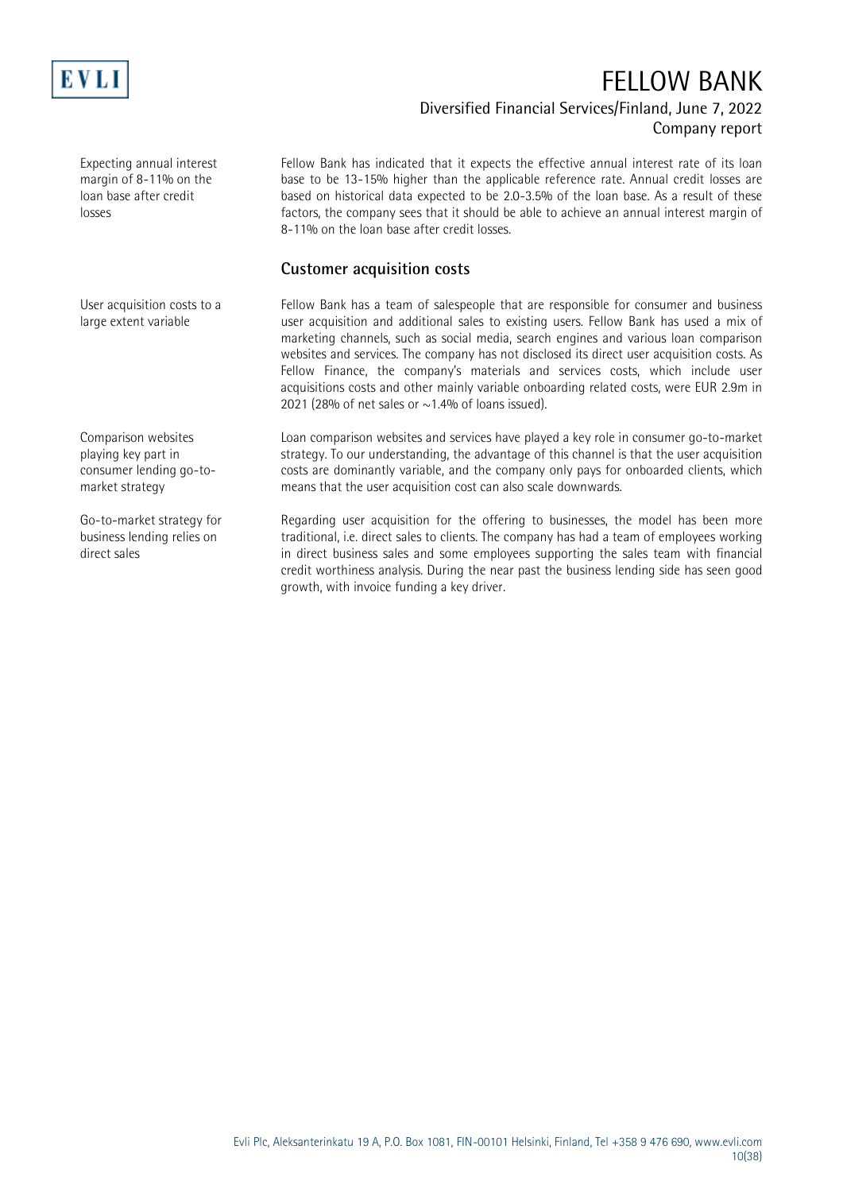Expecting annual interest margin of 8-11% on the loan base after credit losses

Fellow Bank has indicated that it expects the effective annual interest rate of its loan base to be 13-15% higher than the applicable reference rate. Annual credit losses are based on historical data expected to be 2.0-3.5% of the loan base. As a result of these factors, the company sees that it should be able to achieve an annual interest margin of 8-11% on the loan base after credit losses.

## Customer acquisition costs

User acquisition costs to a large extent variable

Fellow Bank has a team of salespeople that are responsible for consumer and business user acquisition and additional sales to existing users. Fellow Bank has used a mix of marketing channels, such as social media, search engines and various loan comparison websites and services. The company has not disclosed its direct user acquisition costs. As Fellow Finance, the company's materials and services costs, which include user acquisitions costs and other mainly variable onboarding related costs, were EUR 2.9m in 2021 (28% of net sales or ~1.4% of loans issued).

Comparison websites playing key part in consumer lending go-to-market strategy

Loan comparison websites and services have played a key role in consumer go-to-market strategy. To our understanding, the advantage of this channel is that the user acquisition costs are dominantly variable, and the company only pays for onboarded clients, which means that the user acquisition cost can also scale downwards.

Go-to-market strategy for business lending relies on direct sales

Regarding user acquisition for the offering to businesses, the model has been more traditional, i.e. direct sales to clients. The company has had a team of employees working in direct business sales and some employees supporting the sales team with financial credit worthiness analysis. During the near past the business lending side has seen good growth, with invoice funding a key driver.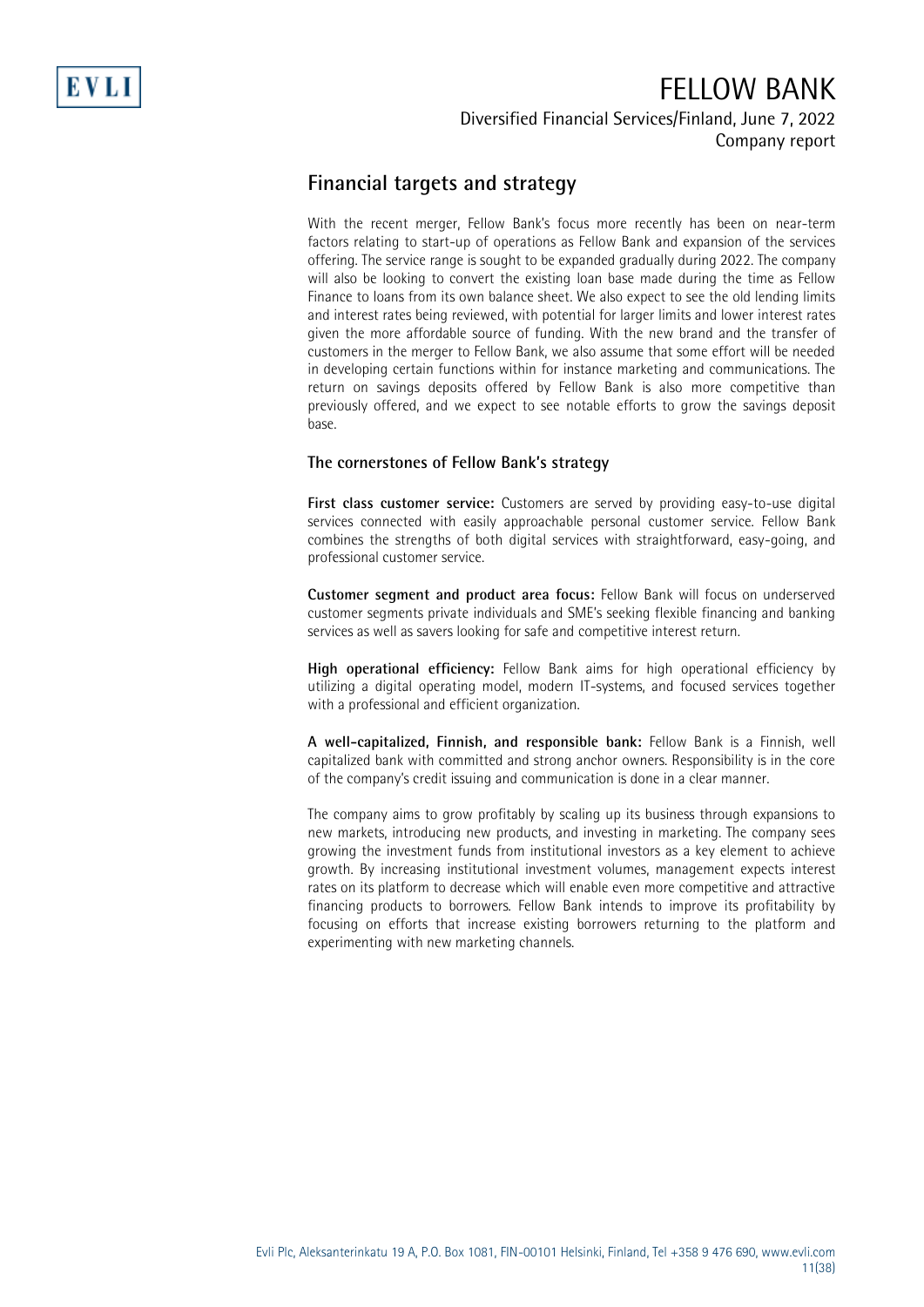## Financial targets and strategy

With the recent merger, Fellow Bank's focus more recently has been on near-term factors relating to start-up of operations as Fellow Bank and expansion of the services offering. The service range is sought to be expanded gradually during 2022. The company will also be looking to convert the existing loan base made during the time as Fellow Finance to loans from its own balance sheet. We also expect to see the old lending limits and interest rates being reviewed, with potential for larger limits and lower interest rates given the more affordable source of funding. With the new brand and the transfer of customers in the merger to Fellow Bank, we also assume that some effort will be needed in developing certain functions within for instance marketing and communications. The return on savings deposits offered by Fellow Bank is also more competitive than previously offered, and we expect to see notable efforts to grow the savings deposit base.

### The cornerstones of Fellow Bank's strategy

**First class customer service:** Customers are served by providing easy-to-use digital services connected with easily approachable personal customer service. Fellow Bank combines the strengths of both digital services with straightforward, easy-going, and professional customer service.

**Customer segment and product area focus:** Fellow Bank will focus on underserved customer segments private individuals and SME's seeking flexible financing and banking services as well as savers looking for safe and competitive interest return.

**High operational efficiency:** Fellow Bank aims for high operational efficiency by utilizing a digital operating model, modern IT-systems, and focused services together with a professional and efficient organization.

**A well-capitalized, Finnish, and responsible bank:** Fellow Bank is a Finnish, well capitalized bank with committed and strong anchor owners. Responsibility is in the core of the company's credit issuing and communication is done in a clear manner.

The company aims to grow profitably by scaling up its business through expansions to new markets, introducing new products, and investing in marketing. The company sees growing the investment funds from institutional investors as a key element to achieve growth. By increasing institutional investment volumes, management expects interest rates on its platform to decrease which will enable even more competitive and attractive financing products to borrowers. Fellow Bank intends to improve its profitability by focusing on efforts that increase existing borrowers returning to the platform and experimenting with new marketing channels.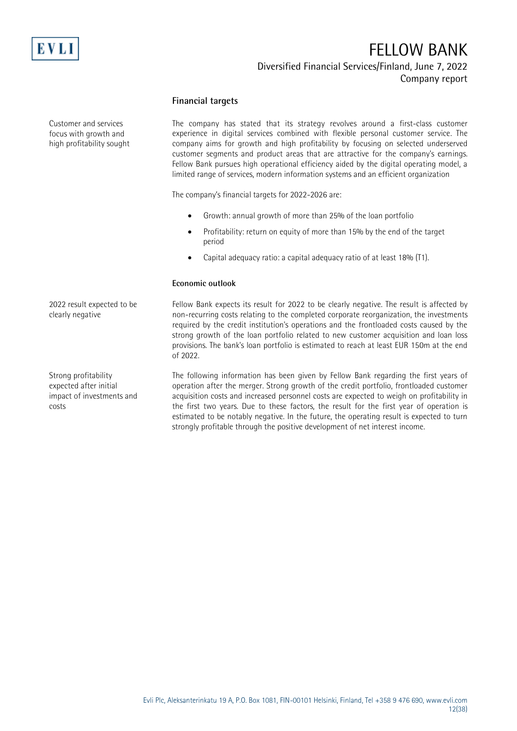## Financial targets

Customer and services focus with growth and high profitability sought

The company has stated that its strategy revolves around a first-class customer experience in digital services combined with flexible personal customer service. The company aims for growth and high profitability by focusing on selected underserved customer segments and product areas that are attractive for the company's earnings. Fellow Bank pursues high operational efficiency aided by the digital operating model, a limited range of services, modern information systems and an efficient organization

The company's financial targets for 2022-2026 are:

- Growth: annual growth of more than 25% of the loan portfolio
- Profitability: return on equity of more than 15% by the end of the target period
- Capital adequacy ratio: a capital adequacy ratio of at least 18% (T1).

### Economic outlook

2022 result expected to be clearly negative

Fellow Bank expects its result for 2022 to be clearly negative. The result is affected by non-recurring costs relating to the completed corporate reorganization, the investments required by the credit institution's operations and the frontloaded costs caused by the strong growth of the loan portfolio related to new customer acquisition and loan loss provisions. The bank's loan portfolio is estimated to reach at least EUR 150m at the end of 2022.

Strong profitability expected after initial impact of investments and costs

The following information has been given by Fellow Bank regarding the first years of operation after the merger. Strong growth of the credit portfolio, frontloaded customer acquisition costs and increased personnel costs are expected to weigh on profitability in the first two years. Due to these factors, the result for the first year of operation is estimated to be notably negative. In the future, the operating result is expected to turn strongly profitable through the positive development of net interest income.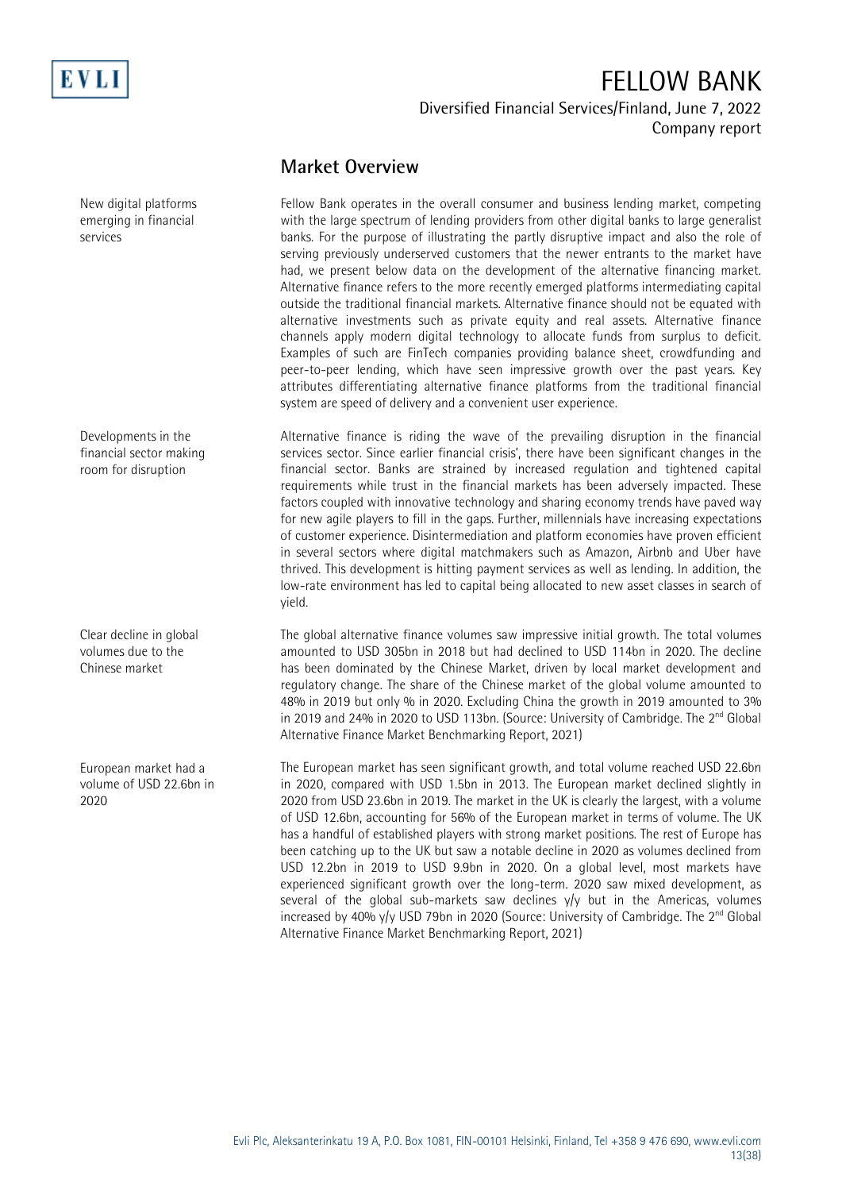## Market Overview

New digital platforms emerging in financial services

Fellow Bank operates in the overall consumer and business lending market, competing with the large spectrum of lending providers from other digital banks to large generalist banks. For the purpose of illustrating the partly disruptive impact and also the role of serving previously underserved customers that the newer entrants to the market have had, we present below data on the development of the alternative financing market. Alternative finance refers to the more recently emerged platforms intermediating capital outside the traditional financial markets. Alternative finance should not be equated with alternative investments such as private equity and real assets. Alternative finance channels apply modern digital technology to allocate funds from surplus to deficit. Examples of such are FinTech companies providing balance sheet, crowdfunding and peer-to-peer lending, which have seen impressive growth over the past years. Key attributes differentiating alternative finance platforms from the traditional financial system are speed of delivery and a convenient user experience.

Developments in the financial sector making room for disruption

Alternative finance is riding the wave of the prevailing disruption in the financial services sector. Since earlier financial crisis', there have been significant changes in the financial sector. Banks are strained by increased regulation and tightened capital requirements while trust in the financial markets has been adversely impacted. These factors coupled with innovative technology and sharing economy trends have paved way for new agile players to fill in the gaps. Further, millennials have increasing expectations of customer experience. Disintermediation and platform economies have proven efficient in several sectors where digital matchmakers such as Amazon, Airbnb and Uber have thrived. This development is hitting payment services as well as lending. In addition, the low-rate environment has led to capital being allocated to new asset classes in search of yield.

Clear decline in global volumes due to the Chinese market

The global alternative finance volumes saw impressive initial growth. The total volumes amounted to USD 305bn in 2018 but had declined to USD 114bn in 2020. The decline has been dominated by the Chinese Market, driven by local market development and regulatory change. The share of the Chinese market of the global volume amounted to 48% in 2019 but only % in 2020. Excluding China the growth in 2019 amounted to 3% in 2019 and 24% in 2020 to USD 113bn. (Source: University of Cambridge. The 2nd Global Alternative Finance Market Benchmarking Report, 2021)

European market had a volume of USD 22.6bn in 2020

The European market has seen significant growth, and total volume reached USD 22.6bn in 2020, compared with USD 1.5bn in 2013. The European market declined slightly in 2020 from USD 23.6bn in 2019. The market in the UK is clearly the largest, with a volume of USD 12.6bn, accounting for 56% of the European market in terms of volume. The UK has a handful of established players with strong market positions. The rest of Europe has been catching up to the UK but saw a notable decline in 2020 as volumes declined from USD 12.2bn in 2019 to USD 9.9bn in 2020. On a global level, most markets have experienced significant growth over the long-term. 2020 saw mixed development, as several of the global sub-markets saw declines y/y but in the Americas, volumes increased by 40% y/y USD 79bn in 2020 (Source: University of Cambridge. The 2nd Global Alternative Finance Market Benchmarking Report, 2021)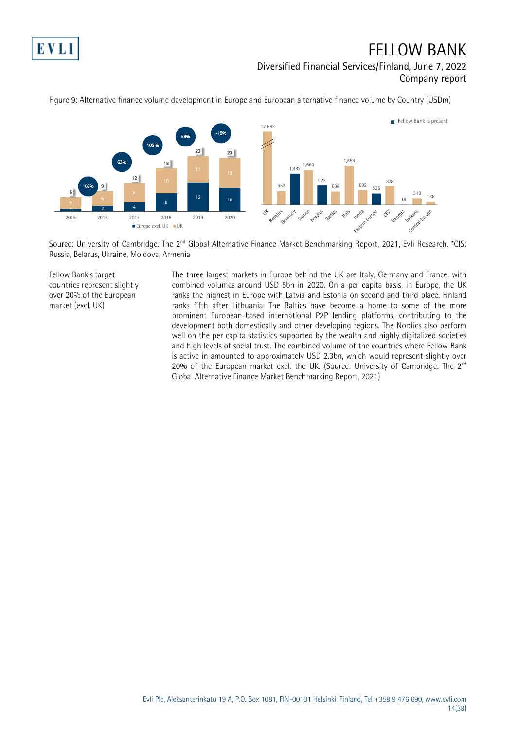Figure 9: Alternative finance volume development in Europe and European alternative finance volume by Country (USDm)

Source: University of Cambridge. The 2nd Global Alternative Finance Market Benchmarking Report, 2021, Evli Research. *CIS: Russia, Belarus, Ukraine, Moldova, Armenia

Fellow Bank's target countries represent slightly over 20% of the European market (excl. UK)

The three largest markets in Europe behind the UK are Italy, Germany and France, with combined volumes around USD 5bn in 2020. On a per capita basis, in Europe, the UK ranks the highest in Europe with Latvia and Estonia on second and third place. Finland ranks fifth after Lithuania. The Baltics have become a home to some of the more prominent European-based international P2P lending platforms, contributing to the development both domestically and other developing regions. The Nordics also perform well on the per capita statistics supported by the wealth and highly digitalized societies and high levels of social trust. The combined volume of the countries where Fellow Bank is active in amounted to approximately USD 2.3bn, which would represent slightly over 20% of the European market excl. the UK. (Source: University of Cambridge. The 2nd Global Alternative Finance Market Benchmarking Report, 2021)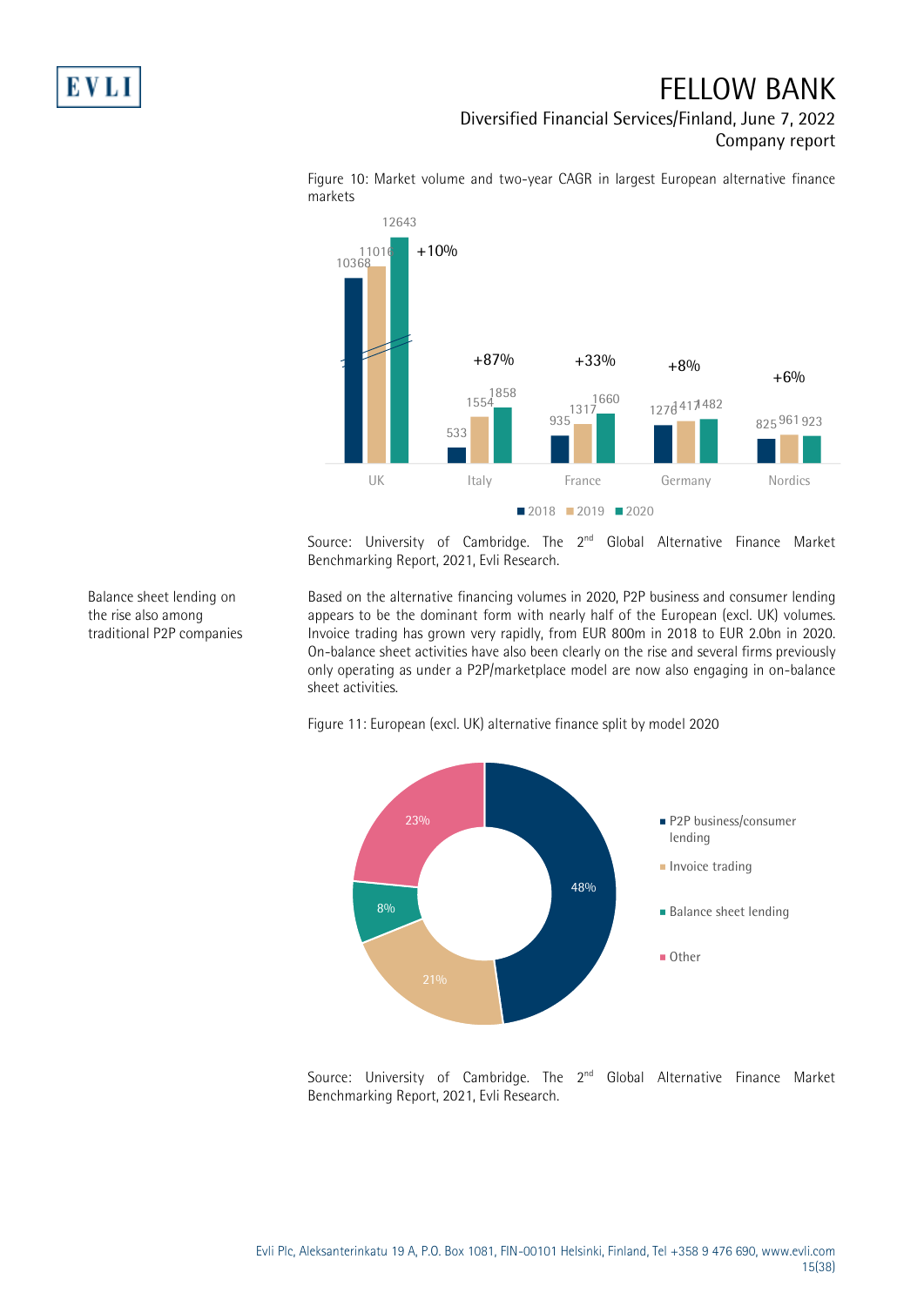Figure 10: Market volume and two-year CAGR in largest European alternative finance markets

| | 2018 | 2019 | 2020 | Two-year CAGR |
|---|---|---|---|---|
| UK | 10368 | 11016 | 12643 | +10% |
| Italy | 533 | 1554 | 1858 | +87% |
| France | 935 | 1317 | 1660 | +33% |
| Germany | 1276 | 1417 | 1482 | +8% |
| Nordics | 825 | 961 | 923 | +6% |

Source: University of Cambridge. The 2nd Global Alternative Finance Market Benchmarking Report, 2021, Evli Research.

Balance sheet lending on the rise also among traditional P2P companies

Based on the alternative financing volumes in 2020, P2P business and consumer lending appears to be the dominant form with nearly half of the European (excl. UK) volumes. Invoice trading has grown very rapidly, from EUR 800m in 2018 to EUR 2.0bn in 2020. On-balance sheet activities have also been clearly on the rise and several firms previously only operating as under a P2P/marketplace model are now also engaging in on-balance sheet activities.

Figure 11: European (excl. UK) alternative finance split by model 2020

| Model | Share |
|---|---|
| P2P business/consumer lending | 48% |
| Invoice trading | 21% |
| Balance sheet lending | 8% |
| Other | 23% |

Source: University of Cambridge. The 2nd Global Alternative Finance Market Benchmarking Report, 2021, Evli Research.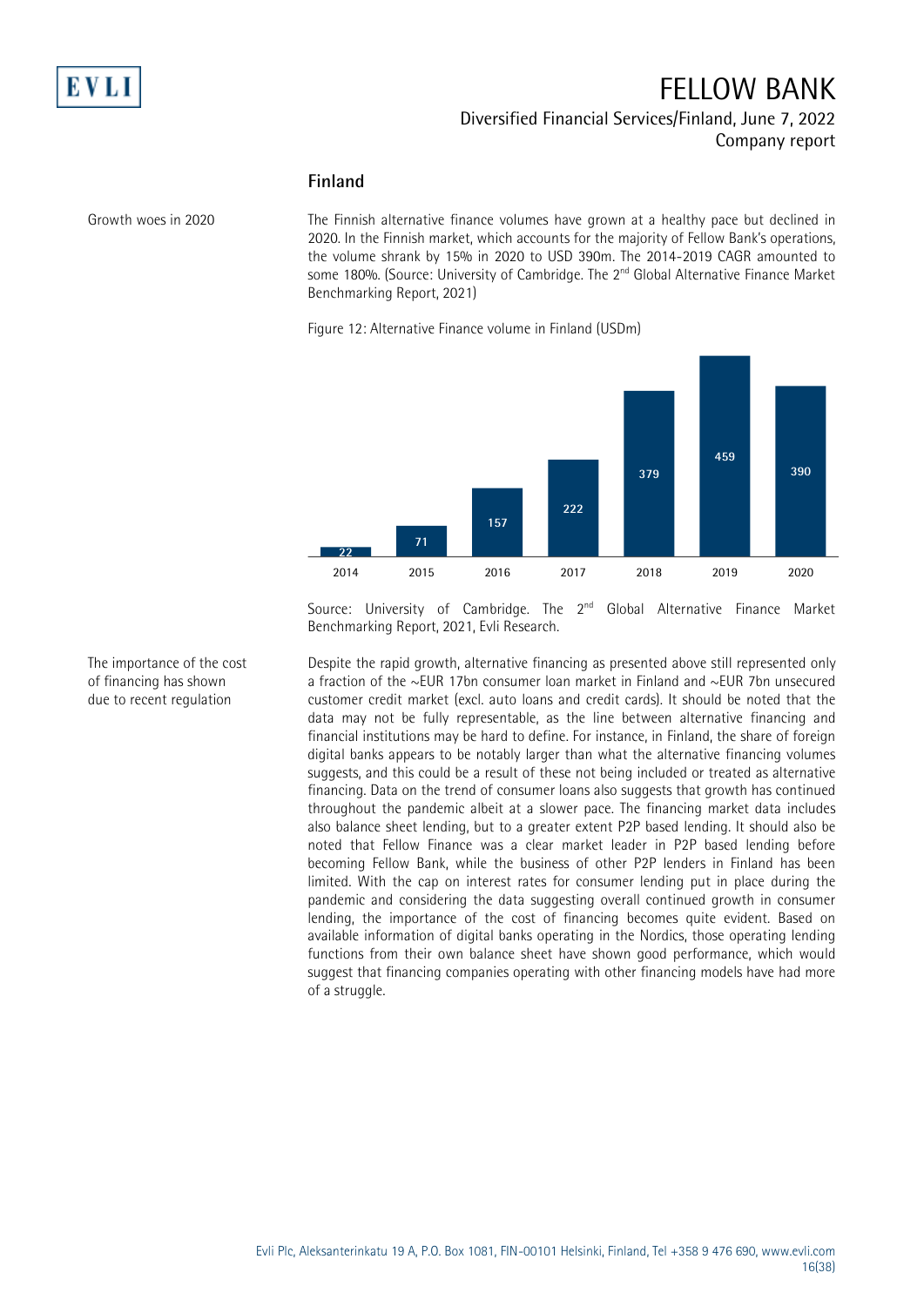## Finland

Growth woes in 2020

The Finnish alternative finance volumes have grown at a healthy pace but declined in 2020. In the Finnish market, which accounts for the majority of Fellow Bank's operations, the volume shrank by 15% in 2020 to USD 390m. The 2014-2019 CAGR amounted to some 180%. (Source: University of Cambridge. The 2nd Global Alternative Finance Market Benchmarking Report, 2021)

Figure 12: Alternative Finance volume in Finland (USDm)

| Year | Volume (USDm) |
|---|---|
| 2014 | 22 |
| 2015 | 71 |
| 2016 | 157 |
| 2017 | 222 |
| 2018 | 379 |
| 2019 | 459 |
| 2020 | 390 |

Source: University of Cambridge. The 2nd Global Alternative Finance Market Benchmarking Report, 2021, Evli Research.

The importance of the cost of financing has shown due to recent regulation

Despite the rapid growth, alternative financing as presented above still represented only a fraction of the ~EUR 17bn consumer loan market in Finland and ~EUR 7bn unsecured customer credit market (excl. auto loans and credit cards). It should be noted that the data may not be fully representable, as the line between alternative financing and financial institutions may be hard to define. For instance, in Finland, the share of foreign digital banks appears to be notably larger than what the alternative financing volumes suggests, and this could be a result of these not being included or treated as alternative financing. Data on the trend of consumer loans also suggests that growth has continued throughout the pandemic albeit at a slower pace. The financing market data includes also balance sheet lending, but to a greater extent P2P based lending. It should also be noted that Fellow Finance was a clear market leader in P2P based lending before becoming Fellow Bank, while the business of other P2P lenders in Finland has been limited. With the cap on interest rates for consumer lending put in place during the pandemic and considering the data suggesting overall continued growth in consumer lending, the importance of the cost of financing becomes quite evident. Based on available information of digital banks operating in the Nordics, those operating lending functions from their own balance sheet have shown good performance, which would suggest that financing companies operating with other financing models have had more of a struggle.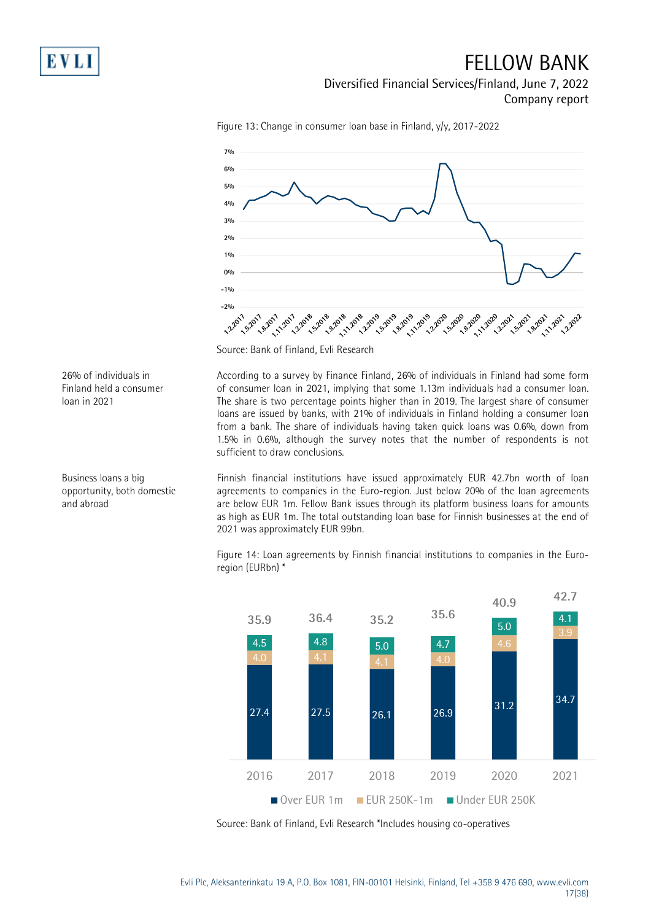Figure 13: Change in consumer loan base in Finland, y/y, 2017-2022

Source: Bank of Finland, Evli Research

26% of individuals in Finland held a consumer loan in 2021

According to a survey by Finance Finland, 26% of individuals in Finland had some form of consumer loan in 2021, implying that some 1.13m individuals had a consumer loan. The share is two percentage points higher than in 2019. The largest share of consumer loans are issued by banks, with 21% of individuals in Finland holding a consumer loan from a bank. The share of individuals having taken quick loans was 0.6%, down from 1.5% in 0.6%, although the survey notes that the number of respondents is not sufficient to draw conclusions.

Business loans a big opportunity, both domestic and abroad

Finnish financial institutions have issued approximately EUR 42.7bn worth of loan agreements to companies in the Euro-region. Just below 20% of the loan agreements are below EUR 1m. Fellow Bank issues through its platform business loans for amounts as high as EUR 1m. The total outstanding loan base for Finnish businesses at the end of 2021 was approximately EUR 99bn.

Figure 14: Loan agreements by Finnish financial institutions to companies in the Euro-region (EURbn) *

| | 2016 | 2017 | 2018 | 2019 | 2020 | 2021 |
|---|---|---|---|---|---|---|
| Over EUR 1m | 27.4 | 27.5 | 26.1 | 26.9 | 31.2 | 34.7 |
| EUR 250K-1m | 4.0 | 4.1 | 4.1 | 4.0 | 4.6 | 3.9 |
| Under EUR 250K | 4.5 | 4.8 | 5.0 | 4.7 | 5.0 | 4.1 |
| Total | 35.9 | 36.4 | 35.2 | 35.6 | 40.9 | 42.7 |

Source: Bank of Finland, Evli Research *Includes housing co-operatives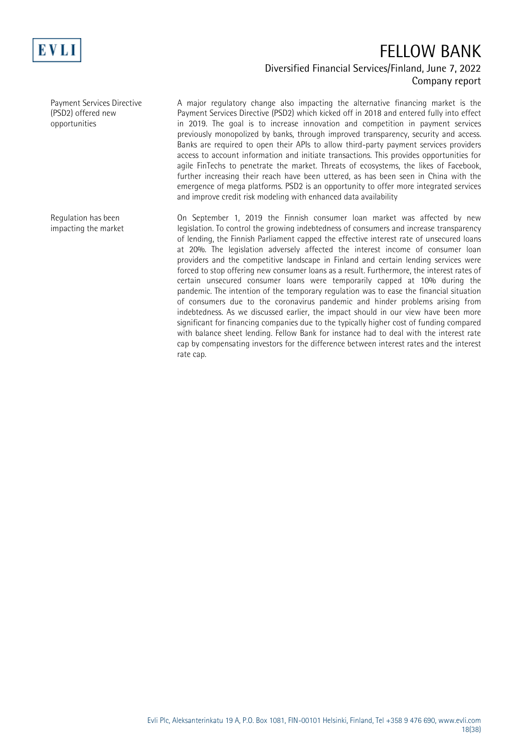Payment Services Directive (PSD2) offered new opportunities

A major regulatory change also impacting the alternative financing market is the Payment Services Directive (PSD2) which kicked off in 2018 and entered fully into effect in 2019. The goal is to increase innovation and competition in payment services previously monopolized by banks, through improved transparency, security and access. Banks are required to open their APIs to allow third-party payment services providers access to account information and initiate transactions. This provides opportunities for agile FinTechs to penetrate the market. Threats of ecosystems, the likes of Facebook, further increasing their reach have been uttered, as has been seen in China with the emergence of mega platforms. PSD2 is an opportunity to offer more integrated services and improve credit risk modeling with enhanced data availability

Regulation has been impacting the market

On September 1, 2019 the Finnish consumer loan market was affected by new legislation. To control the growing indebtedness of consumers and increase transparency of lending, the Finnish Parliament capped the effective interest rate of unsecured loans at 20%. The legislation adversely affected the interest income of consumer loan providers and the competitive landscape in Finland and certain lending services were forced to stop offering new consumer loans as a result. Furthermore, the interest rates of certain unsecured consumer loans were temporarily capped at 10% during the pandemic. The intention of the temporary regulation was to ease the financial situation of consumers due to the coronavirus pandemic and hinder problems arising from indebtedness. As we discussed earlier, the impact should in our view have been more significant for financing companies due to the typically higher cost of funding compared with balance sheet lending. Fellow Bank for instance had to deal with the interest rate cap by compensating investors for the difference between interest rates and the interest rate cap.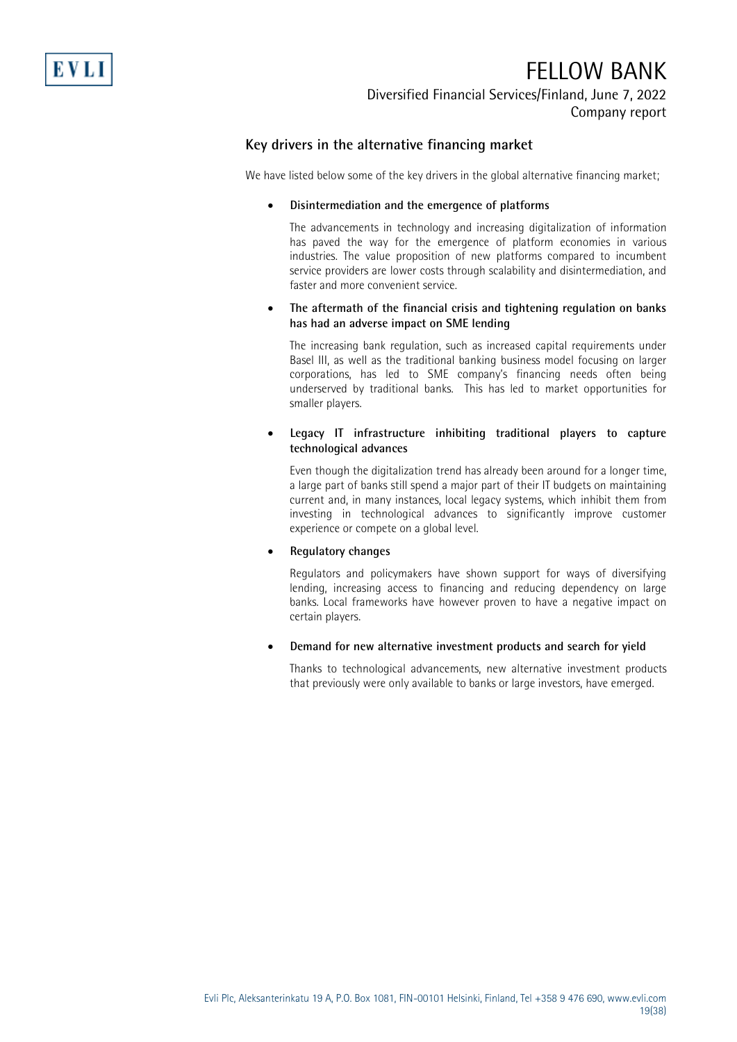## Key drivers in the alternative financing market

We have listed below some of the key drivers in the global alternative financing market;

- **Disintermediation and the emergence of platforms**

  The advancements in technology and increasing digitalization of information has paved the way for the emergence of platform economies in various industries. The value proposition of new platforms compared to incumbent service providers are lower costs through scalability and disintermediation, and faster and more convenient service.

- **The aftermath of the financial crisis and tightening regulation on banks has had an adverse impact on SME lending**

  The increasing bank regulation, such as increased capital requirements under Basel III, as well as the traditional banking business model focusing on larger corporations, has led to SME company's financing needs often being underserved by traditional banks. This has led to market opportunities for smaller players.

- **Legacy IT infrastructure inhibiting traditional players to capture technological advances**

  Even though the digitalization trend has already been around for a longer time, a large part of banks still spend a major part of their IT budgets on maintaining current and, in many instances, local legacy systems, which inhibit them from investing in technological advances to significantly improve customer experience or compete on a global level.

- **Regulatory changes**

  Regulators and policymakers have shown support for ways of diversifying lending, increasing access to financing and reducing dependency on large banks. Local frameworks have however proven to have a negative impact on certain players.

- **Demand for new alternative investment products and search for yield**

  Thanks to technological advancements, new alternative investment products that previously were only available to banks or large investors, have emerged.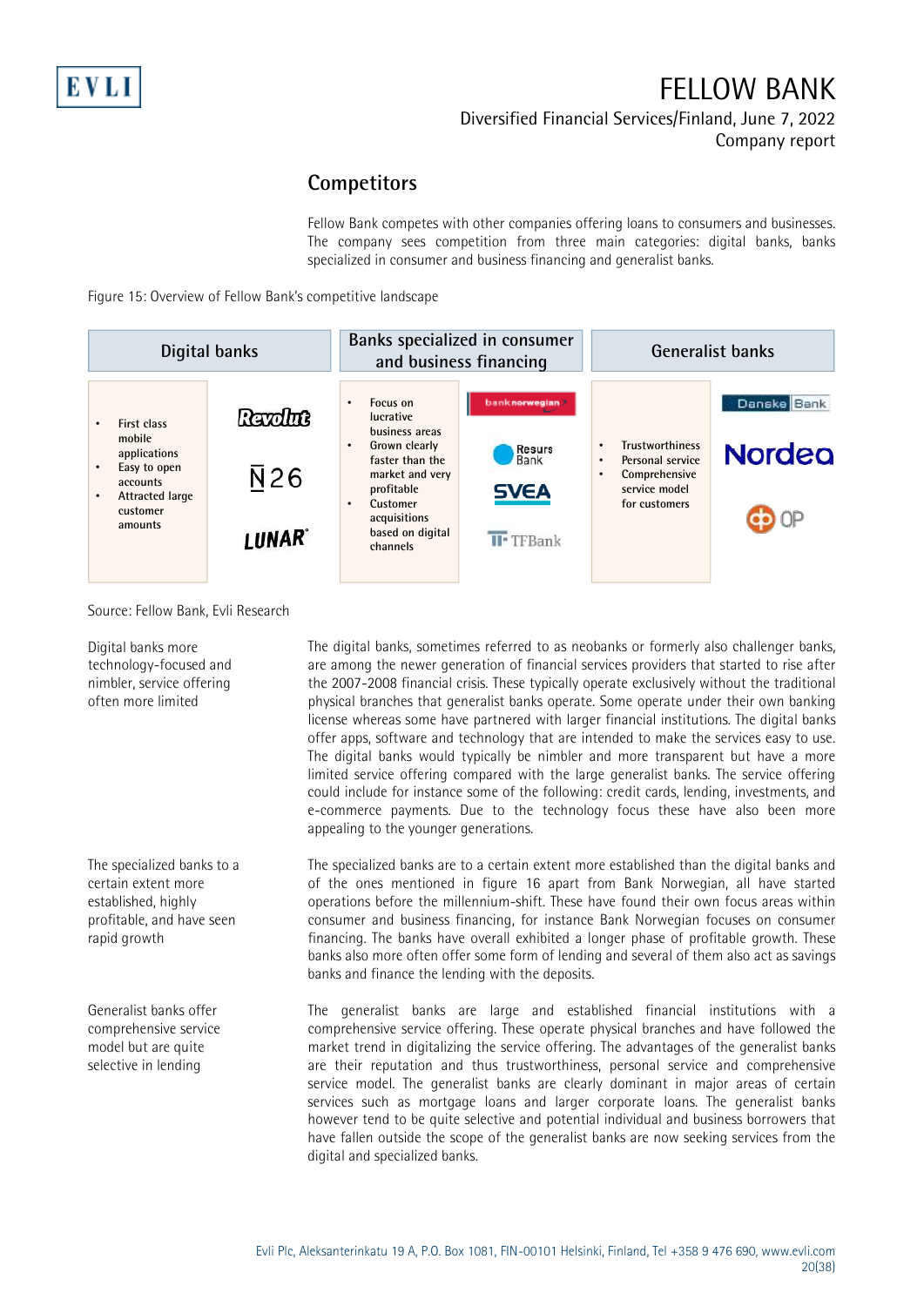## Competitors

Fellow Bank competes with other companies offering loans to consumers and businesses. The company sees competition from three main categories: digital banks, banks specialized in consumer and business financing and generalist banks.

Figure 15: Overview of Fellow Bank's competitive landscape

| Digital banks | | Banks specialized in consumer and business financing | | Generalist banks | |
|---|---|---|---|---|---|
| • First class mobile applications<br>• Easy to open accounts<br>• Attracted large customer amounts | Revolut<br>N26<br>LUNAR | • Focus on lucrative business areas<br>• Grown clearly faster than the market and very profitable<br>• Customer acquisitions based on digital channels | banknorwegian<br>Resurs Bank<br>SVEA<br>TFBank | • Trustworthiness<br>• Personal service<br>• Comprehensive service model for customers | Danske Bank<br>Nordea<br>OP |

Source: Fellow Bank, Evli Research

Digital banks more technology-focused and nimbler, service offering often more limited

The digital banks, sometimes referred to as neobanks or formerly also challenger banks, are among the newer generation of financial services providers that started to rise after the 2007-2008 financial crisis. These typically operate exclusively without the traditional physical branches that generalist banks operate. Some operate under their own banking license whereas some have partnered with larger financial institutions. The digital banks offer apps, software and technology that are intended to make the services easy to use. The digital banks would typically be nimbler and more transparent but have a more limited service offering compared with the large generalist banks. The service offering could include for instance some of the following: credit cards, lending, investments, and e-commerce payments. Due to the technology focus these have also been more appealing to the younger generations.

The specialized banks to a certain extent more established, highly profitable, and have seen rapid growth

The specialized banks are to a certain extent more established than the digital banks and of the ones mentioned in figure 16 apart from Bank Norwegian, all have started operations before the millennium-shift. These have found their own focus areas within consumer and business financing, for instance Bank Norwegian focuses on consumer financing. The banks have overall exhibited a longer phase of profitable growth. These banks also more often offer some form of lending and several of them also act as savings banks and finance the lending with the deposits.

Generalist banks offer comprehensive service model but are quite selective in lending

The generalist banks are large and established financial institutions with a comprehensive service offering. These operate physical branches and have followed the market trend in digitalizing the service offering. The advantages of the generalist banks are their reputation and thus trustworthiness, personal service and comprehensive service model. The generalist banks are clearly dominant in major areas of certain services such as mortgage loans and larger corporate loans. The generalist banks however tend to be quite selective and potential individual and business borrowers that have fallen outside the scope of the generalist banks are now seeking services from the digital and specialized banks.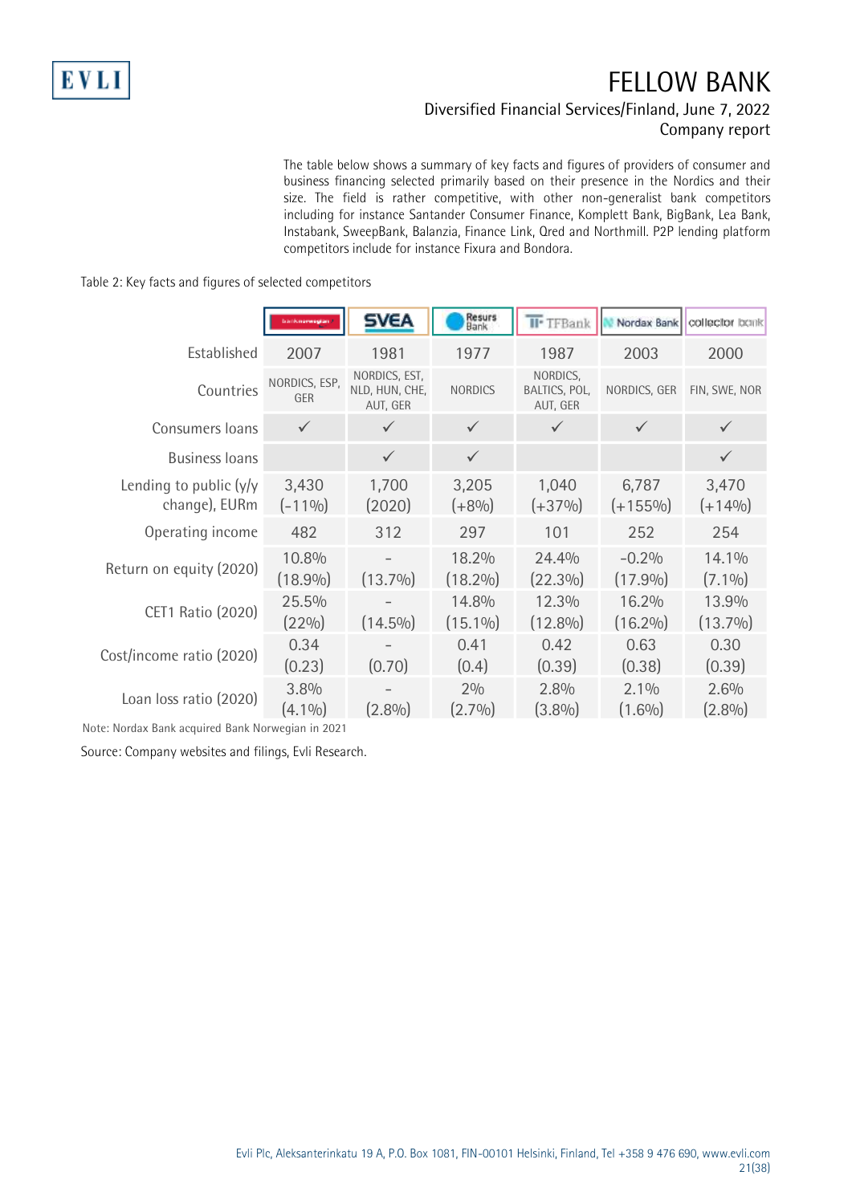The table below shows a summary of key facts and figures of providers of consumer and business financing selected primarily based on their presence in the Nordics and their size. The field is rather competitive, with other non-generalist bank competitors including for instance Santander Consumer Finance, Komplett Bank, BigBank, Lea Bank, Instabank, SweepBank, Balanzia, Finance Link, Qred and Northmill. P2P lending platform competitors include for instance Fixura and Bondora.

Table 2: Key facts and figures of selected competitors

| | Bank Norwegian | SVEA | Resurs Bank | TFBank | Nordax Bank | Collector bank |
|---|---|---|---|---|---|---|
| Established | 2007 | 1981 | 1977 | 1987 | 2003 | 2000 |
| Countries | NORDICS, ESP, GER | NORDICS, EST, NLD, HUN, CHE, AUT, GER | NORDICS | NORDICS, BALTICS, POL, AUT, GER | NORDICS, GER | FIN, SWE, NOR |
| Consumers loans | ✓ | ✓ | ✓ | ✓ | ✓ | ✓ |
| Business loans | | ✓ | ✓ | | | ✓ |
| Lending to public (y/y change), EURm | 3,430 (-11%) | 1,700 (2020) | 3,205 (+8%) | 1,040 (+37%) | 6,787 (+155%) | 3,470 (+14%) |
| Operating income | 482 | 312 | 297 | 101 | 252 | 254 |
| Return on equity (2020) | 10.8% (18.9%) | - (13.7%) | 18.2% (18.2%) | 24.4% (22.3%) | -0.2% (17.9%) | 14.1% (7.1%) |
| CET1 Ratio (2020) | 25.5% (22%) | - (14.5%) | 14.8% (15.1%) | 12.3% (12.8%) | 16.2% (16.2%) | 13.9% (13.7%) |
| Cost/income ratio (2020) | 0.34 (0.23) | - (0.70) | 0.41 (0.4) | 0.42 (0.39) | 0.63 (0.38) | 0.30 (0.39) |
| Loan loss ratio (2020) | 3.8% (4.1%) | - (2.8%) | 2% (2.7%) | 2.8% (3.8%) | 2.1% (1.6%) | 2.6% (2.8%) |

Note: Nordax Bank acquired Bank Norwegian in 2021

Source: Company websites and filings, Evli Research.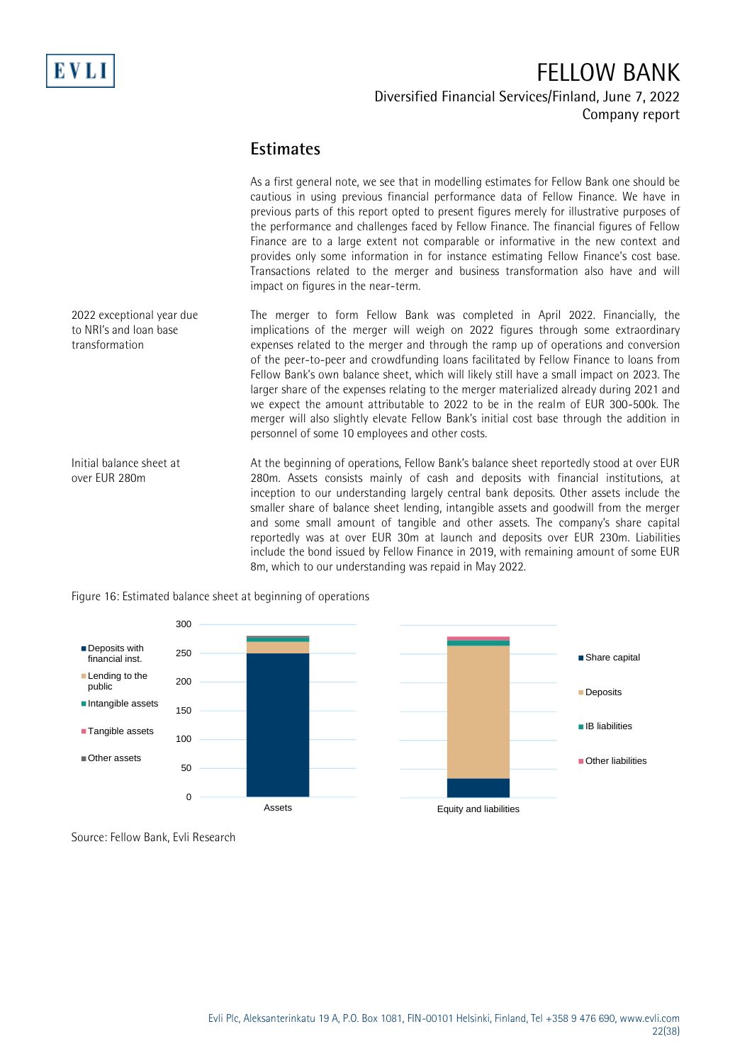## Estimates

As a first general note, we see that in modelling estimates for Fellow Bank one should be cautious in using previous financial performance data of Fellow Finance. We have in previous parts of this report opted to present figures merely for illustrative purposes of the performance and challenges faced by Fellow Finance. The financial figures of Fellow Finance are to a large extent not comparable or informative in the new context and provides only some information in for instance estimating Fellow Finance's cost base. Transactions related to the merger and business transformation also have and will impact on figures in the near-term.

2022 exceptional year due to NRI's and loan base transformation

The merger to form Fellow Bank was completed in April 2022. Financially, the implications of the merger will weigh on 2022 figures through some extraordinary expenses related to the merger and through the ramp up of operations and conversion of the peer-to-peer and crowdfunding loans facilitated by Fellow Finance to loans from Fellow Bank's own balance sheet, which will likely still have a small impact on 2023. The larger share of the expenses relating to the merger materialized already during 2021 and we expect the amount attributable to 2022 to be in the realm of EUR 300-500k. The merger will also slightly elevate Fellow Bank's initial cost base through the addition in personnel of some 10 employees and other costs.

Initial balance sheet at over EUR 280m

At the beginning of operations, Fellow Bank's balance sheet reportedly stood at over EUR 280m. Assets consists mainly of cash and deposits with financial institutions, at inception to our understanding largely central bank deposits. Other assets include the smaller share of balance sheet lending, intangible assets and goodwill from the merger and some small amount of tangible and other assets. The company's share capital reportedly was at over EUR 30m at launch and deposits over EUR 230m. Liabilities include the bond issued by Fellow Finance in 2019, with remaining amount of some EUR 8m, which to our understanding was repaid in May 2022.

Figure 16: Estimated balance sheet at beginning of operations

Source: Fellow Bank, Evli Research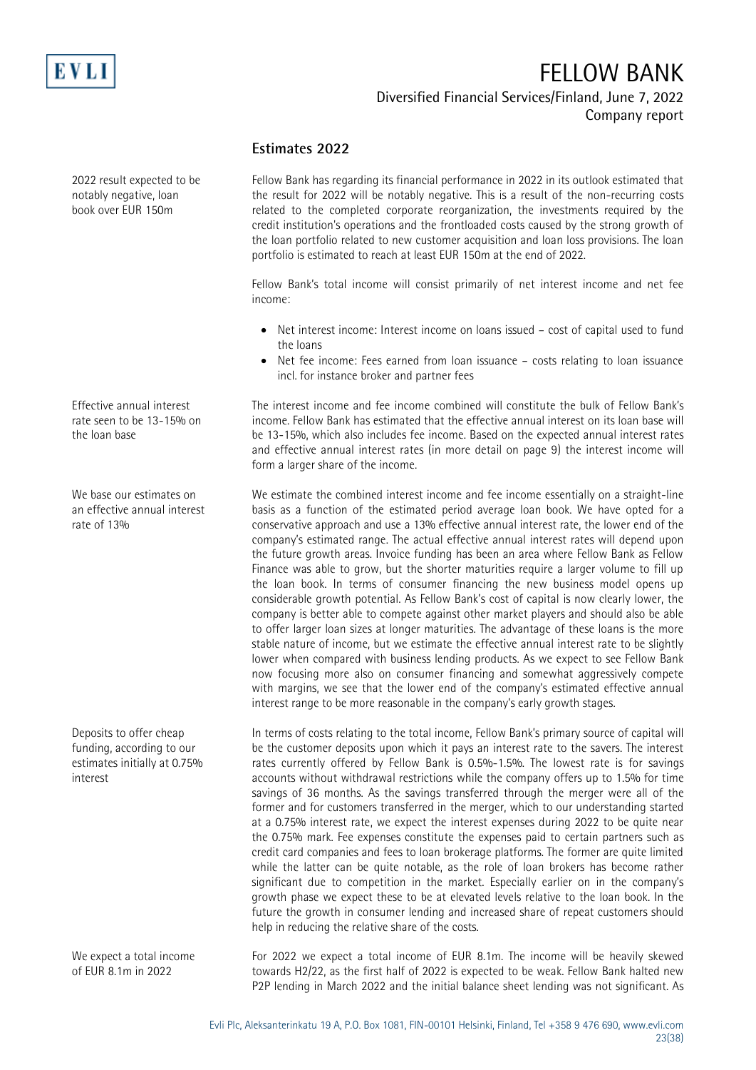## Estimates 2022

2022 result expected to be notably negative, loan book over EUR 150m

Fellow Bank has regarding its financial performance in 2022 in its outlook estimated that the result for 2022 will be notably negative. This is a result of the non-recurring costs related to the completed corporate reorganization, the investments required by the credit institution's operations and the frontloaded costs caused by the strong growth of the loan portfolio related to new customer acquisition and loan loss provisions. The loan portfolio is estimated to reach at least EUR 150m at the end of 2022.

Fellow Bank's total income will consist primarily of net interest income and net fee income:

- Net interest income: Interest income on loans issued – cost of capital used to fund the loans
- Net fee income: Fees earned from loan issuance – costs relating to loan issuance incl. for instance broker and partner fees

Effective annual interest rate seen to be 13-15% on the loan base

The interest income and fee income combined will constitute the bulk of Fellow Bank's income. Fellow Bank has estimated that the effective annual interest on its loan base will be 13-15%, which also includes fee income. Based on the expected annual interest rates and effective annual interest rates (in more detail on page 9) the interest income will form a larger share of the income.

We base our estimates on an effective annual interest rate of 13%

We estimate the combined interest income and fee income essentially on a straight-line basis as a function of the estimated period average loan book. We have opted for a conservative approach and use a 13% effective annual interest rate, the lower end of the company's estimated range. The actual effective annual interest rates will depend upon the future growth areas. Invoice funding has been an area where Fellow Bank as Fellow Finance was able to grow, but the shorter maturities require a larger volume to fill up the loan book. In terms of consumer financing the new business model opens up considerable growth potential. As Fellow Bank's cost of capital is now clearly lower, the company is better able to compete against other market players and should also be able to offer larger loan sizes at longer maturities. The advantage of these loans is the more stable nature of income, but we estimate the effective annual interest rate to be slightly lower when compared with business lending products. As we expect to see Fellow Bank now focusing more also on consumer financing and somewhat aggressively compete with margins, we see that the lower end of the company's estimated effective annual interest range to be more reasonable in the company's early growth stages.

Deposits to offer cheap funding, according to our estimates initially at 0.75% interest

In terms of costs relating to the total income, Fellow Bank's primary source of capital will be the customer deposits upon which it pays an interest rate to the savers. The interest rates currently offered by Fellow Bank is 0.5%-1.5%. The lowest rate is for savings accounts without withdrawal restrictions while the company offers up to 1.5% for time savings of 36 months. As the savings transferred through the merger were all of the former and for customers transferred in the merger, which to our understanding started at a 0.75% interest rate, we expect the interest expenses during 2022 to be quite near the 0.75% mark. Fee expenses constitute the expenses paid to certain partners such as credit card companies and fees to loan brokerage platforms. The former are quite limited while the latter can be quite notable, as the role of loan brokers has become rather significant due to competition in the market. Especially earlier on in the company's growth phase we expect these to be at elevated levels relative to the loan book. In the future the growth in consumer lending and increased share of repeat customers should help in reducing the relative share of the costs.

We expect a total income of EUR 8.1m in 2022

For 2022 we expect a total income of EUR 8.1m. The income will be heavily skewed towards H2/22, as the first half of 2022 is expected to be weak. Fellow Bank halted new P2P lending in March 2022 and the initial balance sheet lending was not significant. As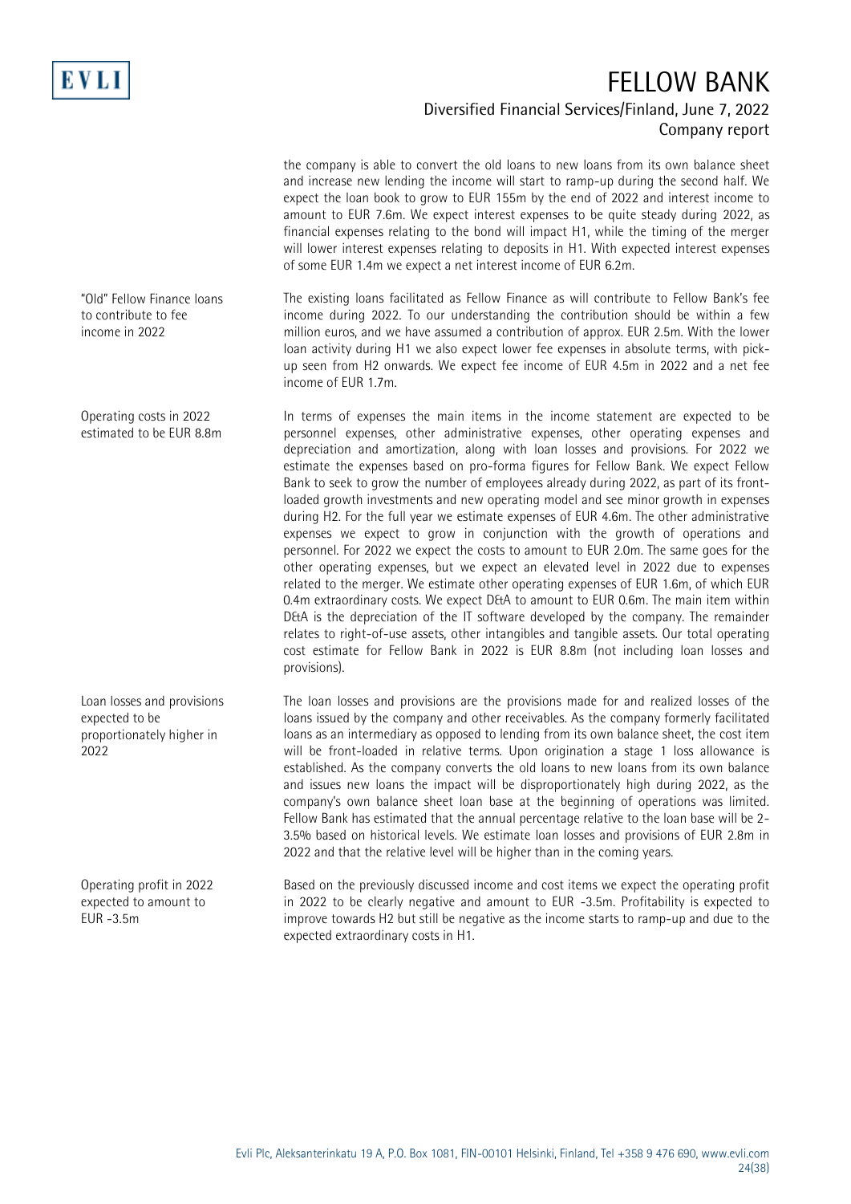the company is able to convert the old loans to new loans from its own balance sheet and increase new lending the income will start to ramp-up during the second half. We expect the loan book to grow to EUR 155m by the end of 2022 and interest income to amount to EUR 7.6m. We expect interest expenses to be quite steady during 2022, as financial expenses relating to the bond will impact H1, while the timing of the merger will lower interest expenses relating to deposits in H1. With expected interest expenses of some EUR 1.4m we expect a net interest income of EUR 6.2m.

"Old" Fellow Finance loans to contribute to fee income in 2022

The existing loans facilitated as Fellow Finance as will contribute to Fellow Bank's fee income during 2022. To our understanding the contribution should be within a few million euros, and we have assumed a contribution of approx. EUR 2.5m. With the lower loan activity during H1 we also expect lower fee expenses in absolute terms, with pick-up seen from H2 onwards. We expect fee income of EUR 4.5m in 2022 and a net fee income of EUR 1.7m.

Operating costs in 2022 estimated to be EUR 8.8m

In terms of expenses the main items in the income statement are expected to be personnel expenses, other administrative expenses, other operating expenses and depreciation and amortization, along with loan losses and provisions. For 2022 we estimate the expenses based on pro-forma figures for Fellow Bank. We expect Fellow Bank to seek to grow the number of employees already during 2022, as part of its front-loaded growth investments and new operating model and see minor growth in expenses during H2. For the full year we estimate expenses of EUR 4.6m. The other administrative expenses we expect to grow in conjunction with the growth of operations and personnel. For 2022 we expect the costs to amount to EUR 2.0m. The same goes for the other operating expenses, but we expect an elevated level in 2022 due to expenses related to the merger. We estimate other operating expenses of EUR 1.6m, of which EUR 0.4m extraordinary costs. We expect D&A to amount to EUR 0.6m. The main item within D&A is the depreciation of the IT software developed by the company. The remainder relates to right-of-use assets, other intangibles and tangible assets. Our total operating cost estimate for Fellow Bank in 2022 is EUR 8.8m (not including loan losses and provisions).

Loan losses and provisions expected to be proportionately higher in 2022

The loan losses and provisions are the provisions made for and realized losses of the loans issued by the company and other receivables. As the company formerly facilitated loans as an intermediary as opposed to lending from its own balance sheet, the cost item will be front-loaded in relative terms. Upon origination a stage 1 loss allowance is established. As the company converts the old loans to new loans from its own balance and issues new loans the impact will be disproportionately high during 2022, as the company's own balance sheet loan base at the beginning of operations was limited. Fellow Bank has estimated that the annual percentage relative to the loan base will be 2-3.5% based on historical levels. We estimate loan losses and provisions of EUR 2.8m in 2022 and that the relative level will be higher than in the coming years.

Operating profit in 2022 expected to amount to EUR -3.5m

Based on the previously discussed income and cost items we expect the operating profit in 2022 to be clearly negative and amount to EUR -3.5m. Profitability is expected to improve towards H2 but still be negative as the income starts to ramp-up and due to the expected extraordinary costs in H1.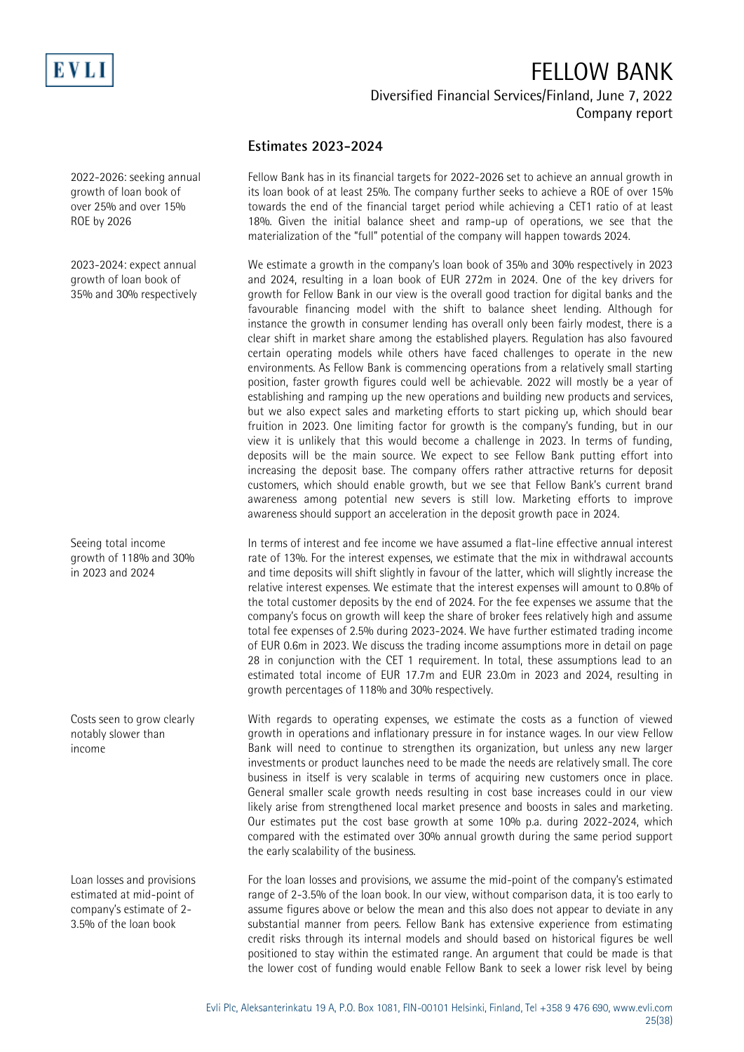## Estimates 2023-2024

2022-2026: seeking annual growth of loan book of over 25% and over 15% ROE by 2026

Fellow Bank has in its financial targets for 2022-2026 set to achieve an annual growth in its loan book of at least 25%. The company further seeks to achieve a ROE of over 15% towards the end of the financial target period while achieving a CET1 ratio of at least 18%. Given the initial balance sheet and ramp-up of operations, we see that the materialization of the "full" potential of the company will happen towards 2024.

2023-2024: expect annual growth of loan book of 35% and 30% respectively

We estimate a growth in the company's loan book of 35% and 30% respectively in 2023 and 2024, resulting in a loan book of EUR 272m in 2024. One of the key drivers for growth for Fellow Bank in our view is the overall good traction for digital banks and the favourable financing model with the shift to balance sheet lending. Although for instance the growth in consumer lending has overall only been fairly modest, there is a clear shift in market share among the established players. Regulation has also favoured certain operating models while others have faced challenges to operate in the new environments. As Fellow Bank is commencing operations from a relatively small starting position, faster growth figures could well be achievable. 2022 will mostly be a year of establishing and ramping up the new operations and building new products and services, but we also expect sales and marketing efforts to start picking up, which should bear fruition in 2023. One limiting factor for growth is the company's funding, but in our view it is unlikely that this would become a challenge in 2023. In terms of funding, deposits will be the main source. We expect to see Fellow Bank putting effort into increasing the deposit base. The company offers rather attractive returns for deposit customers, which should enable growth, but we see that Fellow Bank's current brand awareness among potential new severs is still low. Marketing efforts to improve awareness should support an acceleration in the deposit growth pace in 2024.

Seeing total income growth of 118% and 30% in 2023 and 2024

In terms of interest and fee income we have assumed a flat-line effective annual interest rate of 13%. For the interest expenses, we estimate that the mix in withdrawal accounts and time deposits will shift slightly in favour of the latter, which will slightly increase the relative interest expenses. We estimate that the interest expenses will amount to 0.8% of the total customer deposits by the end of 2024. For the fee expenses we assume that the company's focus on growth will keep the share of broker fees relatively high and assume total fee expenses of 2.5% during 2023-2024. We have further estimated trading income of EUR 0.6m in 2023. We discuss the trading income assumptions more in detail on page 28 in conjunction with the CET 1 requirement. In total, these assumptions lead to an estimated total income of EUR 17.7m and EUR 23.0m in 2023 and 2024, resulting in growth percentages of 118% and 30% respectively.

Costs seen to grow clearly notably slower than income

With regards to operating expenses, we estimate the costs as a function of viewed growth in operations and inflationary pressure in for instance wages. In our view Fellow Bank will need to continue to strengthen its organization, but unless any new larger investments or product launches need to be made the needs are relatively small. The core business in itself is very scalable in terms of acquiring new customers once in place. General smaller scale growth needs resulting in cost base increases could in our view likely arise from strengthened local market presence and boosts in sales and marketing. Our estimates put the cost base growth at some 10% p.a. during 2022-2024, which compared with the estimated over 30% annual growth during the same period support the early scalability of the business.

Loan losses and provisions estimated at mid-point of company's estimate of 2-3.5% of the loan book

For the loan losses and provisions, we assume the mid-point of the company's estimated range of 2-3.5% of the loan book. In our view, without comparison data, it is too early to assume figures above or below the mean and this also does not appear to deviate in any substantial manner from peers. Fellow Bank has extensive experience from estimating credit risks through its internal models and should based on historical figures be well positioned to stay within the estimated range. An argument that could be made is that the lower cost of funding would enable Fellow Bank to seek a lower risk level by being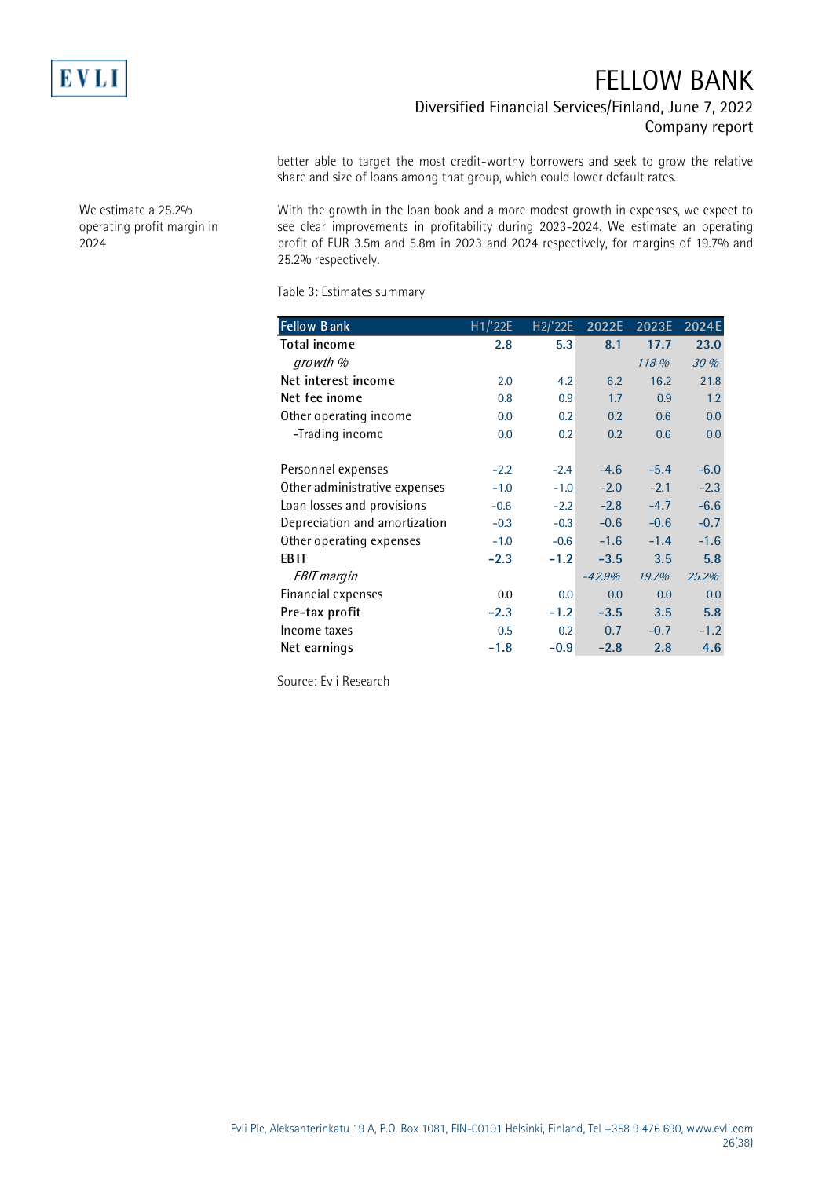better able to target the most credit-worthy borrowers and seek to grow the relative share and size of loans among that group, which could lower default rates.

We estimate a 25.2% operating profit margin in 2024

With the growth in the loan book and a more modest growth in expenses, we expect to see clear improvements in profitability during 2023-2024. We estimate an operating profit of EUR 3.5m and 5.8m in 2023 and 2024 respectively, for margins of 19.7% and 25.2% respectively.

Table 3: Estimates summary

| Fellow Bank | H1/'22E | H2/'22E | 2022E | 2023E | 2024E |
|---|---|---|---|---|---|
| **Total income** | **2.8** | **5.3** | **8.1** | **17.7** | **23.0** |
| *growth %* | | | | *118 %* | *30 %* |
| **Net interest income** | 2.0 | 4.2 | 6.2 | 16.2 | 21.8 |
| **Net fee inome** | 0.8 | 0.9 | 1.7 | 0.9 | 1.2 |
| Other operating income | 0.0 | 0.2 | 0.2 | 0.6 | 0.0 |
| -Trading income | 0.0 | 0.2 | 0.2 | 0.6 | 0.0 |
| | | | | | |
| Personnel expenses | -2.2 | -2.4 | -4.6 | -5.4 | -6.0 |
| Other administrative expenses | -1.0 | -1.0 | -2.0 | -2.1 | -2.3 |
| Loan losses and provisions | -0.6 | -2.2 | -2.8 | -4.7 | -6.6 |
| Depreciation and amortization | -0.3 | -0.3 | -0.6 | -0.6 | -0.7 |
| Other operating expenses | -1.0 | -0.6 | -1.6 | -1.4 | -1.6 |
| **EBIT** | **-2.3** | **-1.2** | **-3.5** | **3.5** | **5.8** |
| *EBIT margin* | | | *-42.9%* | *19.7%* | *25.2%* |
| Financial expenses | 0.0 | 0.0 | 0.0 | 0.0 | 0.0 |
| **Pre-tax profit** | **-2.3** | **-1.2** | **-3.5** | **3.5** | **5.8** |
| Income taxes | 0.5 | 0.2 | 0.7 | -0.7 | -1.2 |
| **Net earnings** | **-1.8** | **-0.9** | **-2.8** | **2.8** | **4.6** |

Source: Evli Research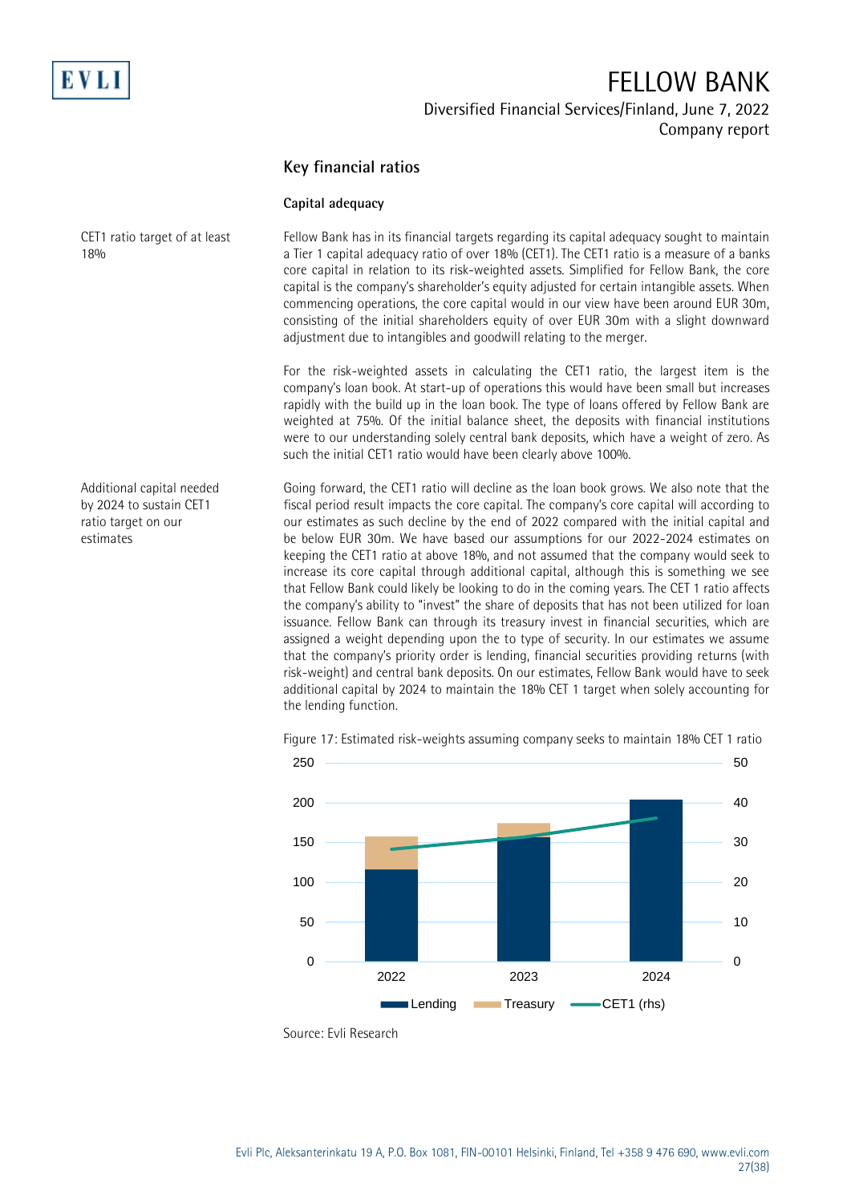## Key financial ratios

### Capital adequacy

CET1 ratio target of at least 18%

Fellow Bank has in its financial targets regarding its capital adequacy sought to maintain a Tier 1 capital adequacy ratio of over 18% (CET1). The CET1 ratio is a measure of a banks core capital in relation to its risk-weighted assets. Simplified for Fellow Bank, the core capital is the company's shareholder's equity adjusted for certain intangible assets. When commencing operations, the core capital would in our view have been around EUR 30m, consisting of the initial shareholders equity of over EUR 30m with a slight downward adjustment due to intangibles and goodwill relating to the merger.

For the risk-weighted assets in calculating the CET1 ratio, the largest item is the company's loan book. At start-up of operations this would have been small but increases rapidly with the build up in the loan book. The type of loans offered by Fellow Bank are weighted at 75%. Of the initial balance sheet, the deposits with financial institutions were to our understanding solely central bank deposits, which have a weight of zero. As such the initial CET1 ratio would have been clearly above 100%.

Additional capital needed by 2024 to sustain CET1 ratio target on our estimates

Going forward, the CET1 ratio will decline as the loan book grows. We also note that the fiscal period result impacts the core capital. The company's core capital will according to our estimates as such decline by the end of 2022 compared with the initial capital and be below EUR 30m. We have based our assumptions for our 2022-2024 estimates on keeping the CET1 ratio at above 18%, and not assumed that the company would seek to increase its core capital through additional capital, although this is something we see that Fellow Bank could likely be looking to do in the coming years. The CET 1 ratio affects the company's ability to "invest" the share of deposits that has not been utilized for loan issuance. Fellow Bank can through its treasury invest in financial securities, which are assigned a weight depending upon the to type of security. In our estimates we assume that the company's priority order is lending, financial securities providing returns (with risk-weight) and central bank deposits. On our estimates, Fellow Bank would have to seek additional capital by 2024 to maintain the 18% CET 1 target when solely accounting for the lending function.

Figure 17: Estimated risk-weights assuming company seeks to maintain 18% CET 1 ratio

| | Lending | Treasury | CET1 (rhs) |
|---|---|---|---|
| 2022 | ~116 | ~41 | ~28 |
| 2023 | ~157 | ~17 | ~31 |
| 2024 | ~204 | 0 | ~36 |

Source: Evli Research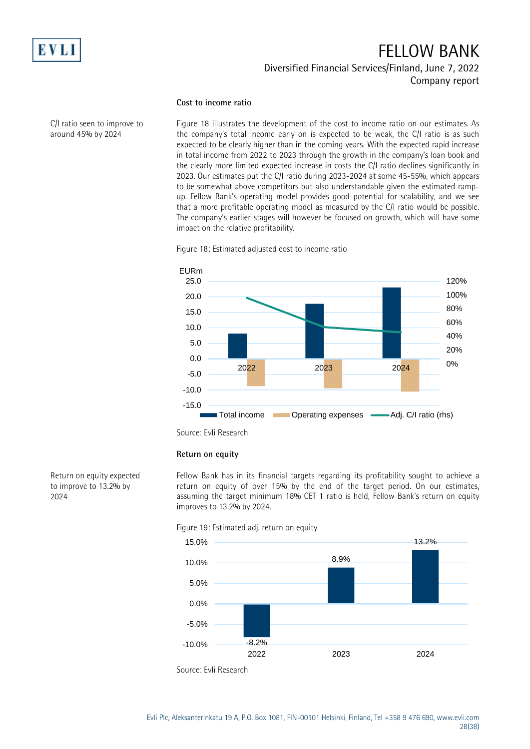### Cost to income ratio

C/I ratio seen to improve to around 45% by 2024

Figure 18 illustrates the development of the cost to income ratio on our estimates. As the company's total income early on is expected to be weak, the C/I ratio is as such expected to be clearly higher than in the coming years. With the expected rapid increase in total income from 2022 to 2023 through the growth in the company's loan book and the clearly more limited expected increase in costs the C/I ratio declines significantly in 2023. Our estimates put the C/I ratio during 2023-2024 at some 45-55%, which appears to be somewhat above competitors but also understandable given the estimated ramp-up. Fellow Bank's operating model provides good potential for scalability, and we see that a more profitable operating model as measured by the C/I ratio would be possible. The company's earlier stages will however be focused on growth, which will have some impact on the relative profitability.

Figure 18: Estimated adjusted cost to income ratio

Source: Evli Research

### Return on equity

Return on equity expected to improve to 13.2% by 2024

Fellow Bank has in its financial targets regarding its profitability sought to achieve a return on equity of over 15% by the end of the target period. On our estimates, assuming the target minimum 18% CET 1 ratio is held, Fellow Bank's return on equity improves to 13.2% by 2024.

Figure 19: Estimated adj. return on equity

| | 2022 | 2023 | 2024 |
|---|---|---|---|
| Adj. return on equity | -8.2% | 8.9% | 13.2% |

Source: Evli Research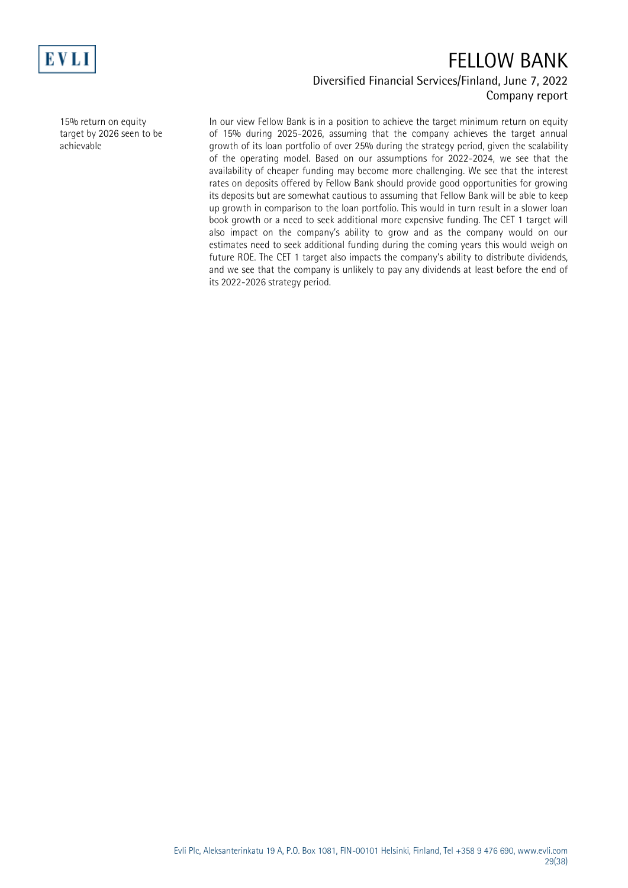15% return on equity target by 2026 seen to be achievable

In our view Fellow Bank is in a position to achieve the target minimum return on equity of 15% during 2025-2026, assuming that the company achieves the target annual growth of its loan portfolio of over 25% during the strategy period, given the scalability of the operating model. Based on our assumptions for 2022-2024, we see that the availability of cheaper funding may become more challenging. We see that the interest rates on deposits offered by Fellow Bank should provide good opportunities for growing its deposits but are somewhat cautious to assuming that Fellow Bank will be able to keep up growth in comparison to the loan portfolio. This would in turn result in a slower loan book growth or a need to seek additional more expensive funding. The CET 1 target will also impact on the company's ability to grow and as the company would on our estimates need to seek additional funding during the coming years this would weigh on future ROE. The CET 1 target also impacts the company's ability to distribute dividends, and we see that the company is unlikely to pay any dividends at least before the end of its 2022-2026 strategy period.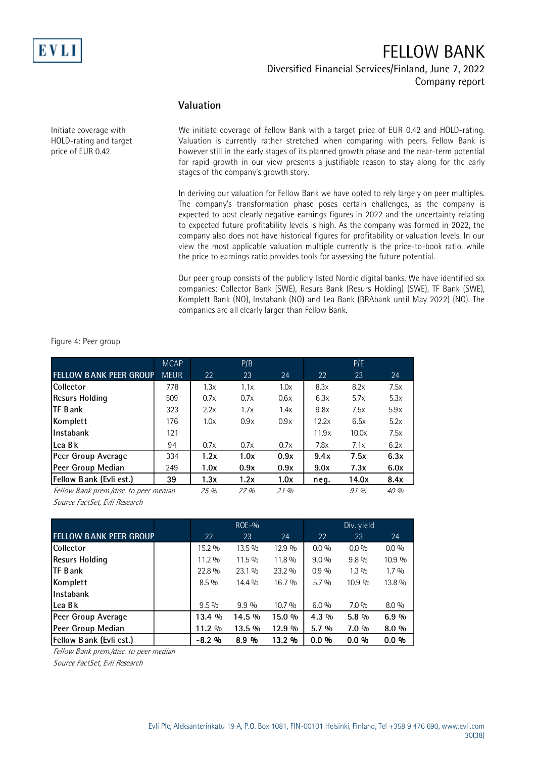## Valuation

Initiate coverage with HOLD-rating and target price of EUR 0.42

We initiate coverage of Fellow Bank with a target price of EUR 0.42 and HOLD-rating. Valuation is currently rather stretched when comparing with peers. Fellow Bank is however still in the early stages of its planned growth phase and the near-term potential for rapid growth in our view presents a justifiable reason to stay along for the early stages of the company's growth story.

In deriving our valuation for Fellow Bank we have opted to rely largely on peer multiples. The company's transformation phase poses certain challenges, as the company is expected to post clearly negative earnings figures in 2022 and the uncertainty relating to expected future profitability levels is high. As the company was formed in 2022, the company also does not have historical figures for profitability or valuation levels. In our view the most applicable valuation multiple currently is the price-to-book ratio, while the price to earnings ratio provides tools for assessing the future potential.

Our peer group consists of the publicly listed Nordic digital banks. We have identified six companies: Collector Bank (SWE), Resurs Bank (Resurs Holding) (SWE), TF Bank (SWE), Komplett Bank (NO), Instabank (NO) and Lea Bank (BRAbank until May 2022) (NO). The companies are all clearly larger than Fellow Bank.

Figure 4: Peer group

| | MCAP | P/B | | | P/E | | |
|---|---|---|---|---|---|---|---|
| FELLOW BANK PEER GROUP | MEUR | 22 | 23 | 24 | 22 | 23 | 24 |
| Collector | 778 | 1.3x | 1.1x | 1.0x | 8.3x | 8.2x | 7.5x |
| Resurs Holding | 509 | 0.7x | 0.7x | 0.6x | 6.3x | 5.7x | 5.3x |
| TF Bank | 323 | 2.2x | 1.7x | 1.4x | 9.8x | 7.5x | 5.9x |
| Komplett | 176 | 1.0x | 0.9x | 0.9x | 12.2x | 6.5x | 5.2x |
| Instabank | 121 | | | | 11.9x | 10.0x | 7.5x |
| Lea Bk | 94 | 0.7x | 0.7x | 0.7x | 7.8x | 7.1x | 6.2x |
| **Peer Group Average** | 334 | **1.2x** | **1.0x** | **0.9x** | **9.4x** | **7.5x** | **6.3x** |
| **Peer Group Median** | 249 | **1.0x** | **0.9x** | **0.9x** | **9.0x** | **7.3x** | **6.0x** |
| **Fellow Bank (Evli est.)** | **39** | **1.3x** | **1.2x** | **1.0x** | **neg.** | **14.0x** | **8.4x** |
| *Fellow Bank prem./disc. to peer median* | | *25 %* | *27 %* | *21 %* | | *91 %* | *40 %* |

*Source FactSet, Evli Research*

| | | ROE-% | | | Div. yield | | |
|---|---|---|---|---|---|---|---|
| FELLOW BANK PEER GROUP | | 22 | 23 | 24 | 22 | 23 | 24 |
| Collector | | 15.2 % | 13.5 % | 12.9 % | 0.0 % | 0.0 % | 0.0 % |
| Resurs Holding | | 11.2 % | 11.5 % | 11.8 % | 9.0 % | 9.8 % | 10.9 % |
| TF Bank | | 22.8 % | 23.1 % | 23.2 % | 0.9 % | 1.3 % | 1.7 % |
| Komplett | | 8.5 % | 14.4 % | 16.7 % | 5.7 % | 10.9 % | 13.8 % |
| Instabank | | | | | | | |
| Lea Bk | | 9.5 % | 9.9 % | 10.7 % | 6.0 % | 7.0 % | 8.0 % |
| **Peer Group Average** | | **13.4 %** | **14.5 %** | **15.0 %** | **4.3 %** | **5.8 %** | **6.9 %** |
| **Peer Group Median** | | **11.2 %** | **13.5 %** | **12.9 %** | **5.7 %** | **7.0 %** | **8.0 %** |
| **Fellow Bank (Evli est.)** | | **-8.2 %** | **8.9 %** | **13.2 %** | **0.0 %** | **0.0 %** | **0.0 %** |
| *Fellow Bank prem./disc. to peer median* | | | | | | | |

*Source FactSet, Evli Research*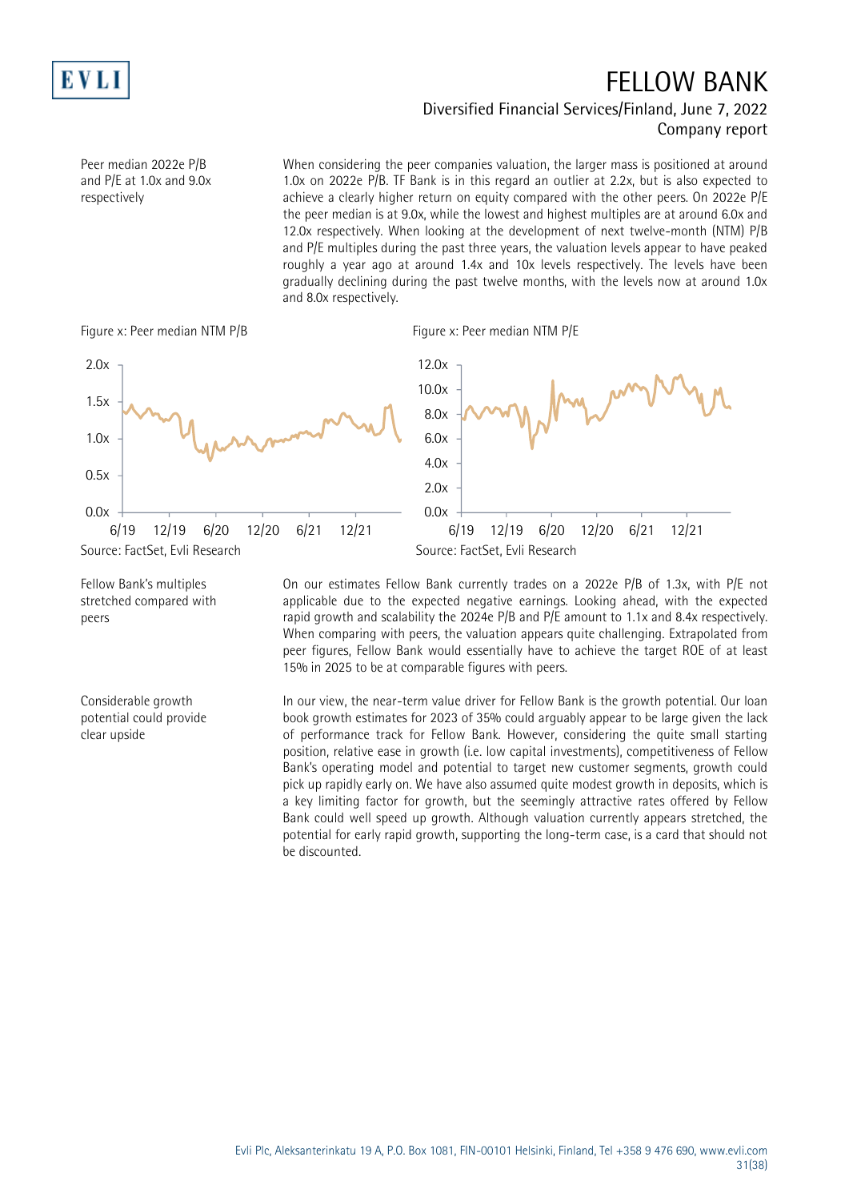Peer median 2022e P/B and P/E at 1.0x and 9.0x respectively

When considering the peer companies valuation, the larger mass is positioned at around 1.0x on 2022e P/B. TF Bank is in this regard an outlier at 2.2x, but is also expected to achieve a clearly higher return on equity compared with the other peers. On 2022e P/E the peer median is at 9.0x, while the lowest and highest multiples are at around 6.0x and 12.0x respectively. When looking at the development of next twelve-month (NTM) P/B and P/E multiples during the past three years, the valuation levels appear to have peaked roughly a year ago at around 1.4x and 10x levels respectively. The levels have been gradually declining during the past twelve months, with the levels now at around 1.0x and 8.0x respectively.

Figure x: Peer median NTM P/B

Source: FactSet, Evli Research

Figure x: Peer median NTM P/E

Source: FactSet, Evli Research

Fellow Bank's multiples stretched compared with peers

On our estimates Fellow Bank currently trades on a 2022e P/B of 1.3x, with P/E not applicable due to the expected negative earnings. Looking ahead, with the expected rapid growth and scalability the 2024e P/B and P/E amount to 1.1x and 8.4x respectively. When comparing with peers, the valuation appears quite challenging. Extrapolated from peer figures, Fellow Bank would essentially have to achieve the target ROE of at least 15% in 2025 to be at comparable figures with peers.

Considerable growth potential could provide clear upside

In our view, the near-term value driver for Fellow Bank is the growth potential. Our loan book growth estimates for 2023 of 35% could arguably appear to be large given the lack of performance track for Fellow Bank. However, considering the quite small starting position, relative ease in growth (i.e. low capital investments), competitiveness of Fellow Bank's operating model and potential to target new customer segments, growth could pick up rapidly early on. We have also assumed quite modest growth in deposits, which is a key limiting factor for growth, but the seemingly attractive rates offered by Fellow Bank could well speed up growth. Although valuation currently appears stretched, the potential for early rapid growth, supporting the long-term case, is a card that should not be discounted.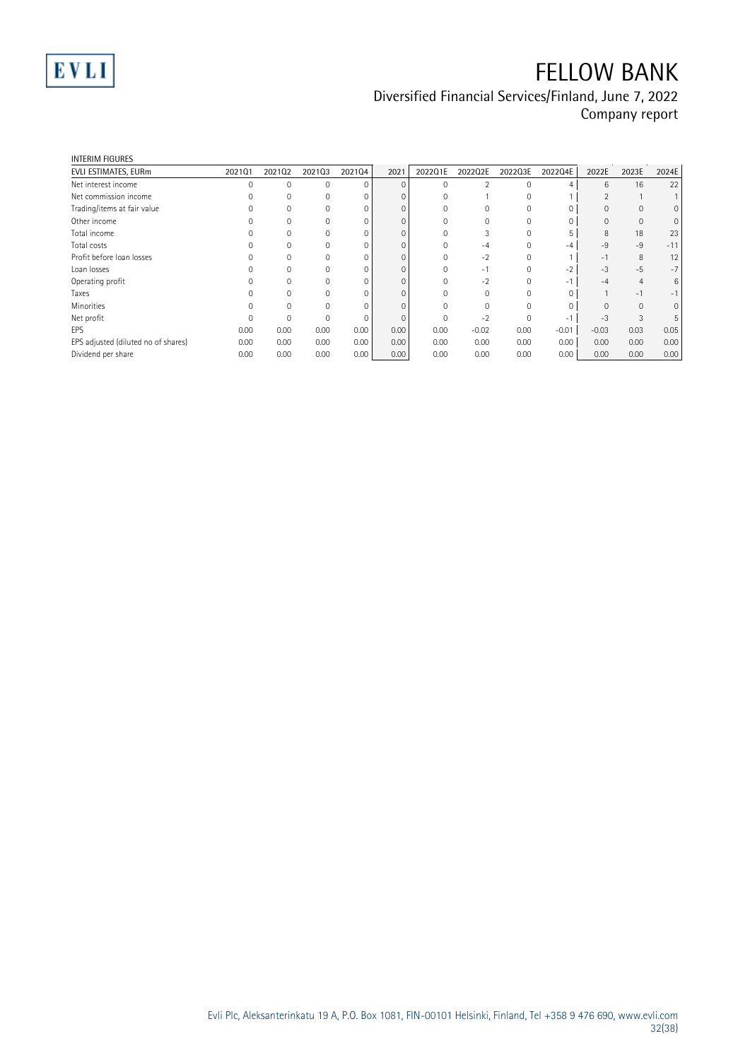INTERIM FIGURES

| EVLI ESTIMATES, EURm | 2021Q1 | 2021Q2 | 2021Q3 | 2021Q4 | 2021 | 2022Q1E | 2022Q2E | 2022Q3E | 2022Q4E | 2022E | 2023E | 2024E |
|---|---|---|---|---|---|---|---|---|---|---|---|---|
| Net interest income | 0 | 0 | 0 | 0 | 0 | 0 | 2 | 0 | 4 | 6 | 16 | 22 |
| Net commission income | 0 | 0 | 0 | 0 | 0 | 0 | 1 | 0 | 1 | 2 | 1 | 1 |
| Trading/items at fair value | 0 | 0 | 0 | 0 | 0 | 0 | 0 | 0 | 0 | 0 | 0 | 0 |
| Other income | 0 | 0 | 0 | 0 | 0 | 0 | 0 | 0 | 0 | 0 | 0 | 0 |
| Total income | 0 | 0 | 0 | 0 | 0 | 0 | 3 | 0 | 5 | 8 | 18 | 23 |
| Total costs | 0 | 0 | 0 | 0 | 0 | 0 | -4 | 0 | -4 | -9 | -9 | -11 |
| Profit before loan losses | 0 | 0 | 0 | 0 | 0 | 0 | -2 | 0 | 1 | -1 | 8 | 12 |
| Loan losses | 0 | 0 | 0 | 0 | 0 | 0 | -1 | 0 | -2 | -3 | -5 | -7 |
| Operating profit | 0 | 0 | 0 | 0 | 0 | 0 | -2 | 0 | -1 | -4 | 4 | 6 |
| Taxes | 0 | 0 | 0 | 0 | 0 | 0 | 0 | 0 | 0 | 1 | -1 | -1 |
| Minorities | 0 | 0 | 0 | 0 | 0 | 0 | 0 | 0 | 0 | 0 | 0 | 0 |
| Net profit | 0 | 0 | 0 | 0 | 0 | 0 | -2 | 0 | -1 | -3 | 3 | 5 |
| EPS | 0.00 | 0.00 | 0.00 | 0.00 | 0.00 | 0.00 | -0.02 | 0.00 | -0.01 | -0.03 | 0.03 | 0.05 |
| EPS adjusted (diluted no of shares) | 0.00 | 0.00 | 0.00 | 0.00 | 0.00 | 0.00 | 0.00 | 0.00 | 0.00 | 0.00 | 0.00 | 0.00 |
| Dividend per share | 0.00 | 0.00 | 0.00 | 0.00 | 0.00 | 0.00 | 0.00 | 0.00 | 0.00 | 0.00 | 0.00 | 0.00 |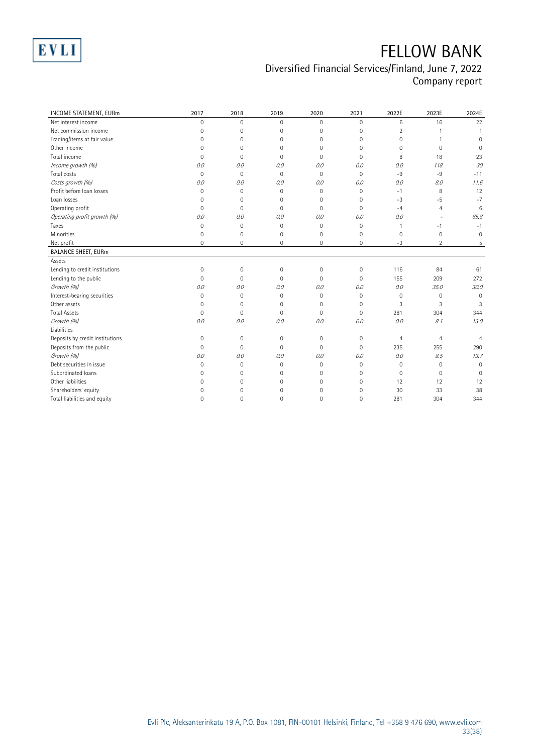| INCOME STATEMENT, EURm | 2017 | 2018 | 2019 | 2020 | 2021 | 2022E | 2023E | 2024E |
|---|---|---|---|---|---|---|---|---|
| Net interest income | 0 | 0 | 0 | 0 | 0 | 6 | 16 | 22 |
| Net commission income | 0 | 0 | 0 | 0 | 0 | 2 | 1 | 1 |
| Trading/items at fair value | 0 | 0 | 0 | 0 | 0 | 0 | 1 | 0 |
| Other income | 0 | 0 | 0 | 0 | 0 | 0 | 0 | 0 |
| Total income | 0 | 0 | 0 | 0 | 0 | 8 | 18 | 23 |
| *Income growth (%)* | *0.0* | *0.0* | *0.0* | *0.0* | *0.0* | *0.0* | *118* | *30* |
| Total costs | 0 | 0 | 0 | 0 | 0 | -9 | -9 | -11 |
| *Costs growth (%)* | *0.0* | *0.0* | *0.0* | *0.0* | *0.0* | *0.0* | *8.0* | *11.6* |
| Profit before loan losses | 0 | 0 | 0 | 0 | 0 | -1 | 8 | 12 |
| Loan losses | 0 | 0 | 0 | 0 | 0 | -3 | -5 | -7 |
| Operating profit | 0 | 0 | 0 | 0 | 0 | -4 | 4 | 6 |
| *Operating profit growth (%)* | *0.0* | *0.0* | *0.0* | *0.0* | *0.0* | *0.0* | - | *65.8* |
| Taxes | 0 | 0 | 0 | 0 | 0 | 1 | -1 | -1 |
| Minorities | 0 | 0 | 0 | 0 | 0 | 0 | 0 | 0 |
| Net profit | 0 | 0 | 0 | 0 | 0 | -3 | 2 | 5 |
| **BALANCE SHEET, EURm** | | | | | | | | |
| Assets | | | | | | | | |
| Lending to credit institutions | 0 | 0 | 0 | 0 | 0 | 116 | 84 | 61 |
| Lending to the public | 0 | 0 | 0 | 0 | 0 | 155 | 209 | 272 |
| *Growth (%)* | *0.0* | *0.0* | *0.0* | *0.0* | *0.0* | *0.0* | *35.0* | *30.0* |
| Interest-bearing securities | 0 | 0 | 0 | 0 | 0 | 0 | 0 | 0 |
| Other assets | 0 | 0 | 0 | 0 | 0 | 3 | 3 | 3 |
| Total Assets | 0 | 0 | 0 | 0 | 0 | 281 | 304 | 344 |
| *Growth (%)* | *0.0* | *0.0* | *0.0* | *0.0* | *0.0* | *0.0* | *8.1* | *13.0* |
| Liabilities | | | | | | | | |
| Deposits by credit institutions | 0 | 0 | 0 | 0 | 0 | 4 | 4 | 4 |
| Deposits from the public | 0 | 0 | 0 | 0 | 0 | 235 | 255 | 290 |
| *Growth (%)* | *0.0* | *0.0* | *0.0* | *0.0* | *0.0* | *0.0* | *8.5* | *13.7* |
| Debt securities in issue | 0 | 0 | 0 | 0 | 0 | 0 | 0 | 0 |
| Subordinated loans | 0 | 0 | 0 | 0 | 0 | 0 | 0 | 0 |
| Other liabilities | 0 | 0 | 0 | 0 | 0 | 12 | 12 | 12 |
| Shareholders' equity | 0 | 0 | 0 | 0 | 0 | 30 | 33 | 38 |
| Total liabilities and equity | 0 | 0 | 0 | 0 | 0 | 281 | 304 | 344 |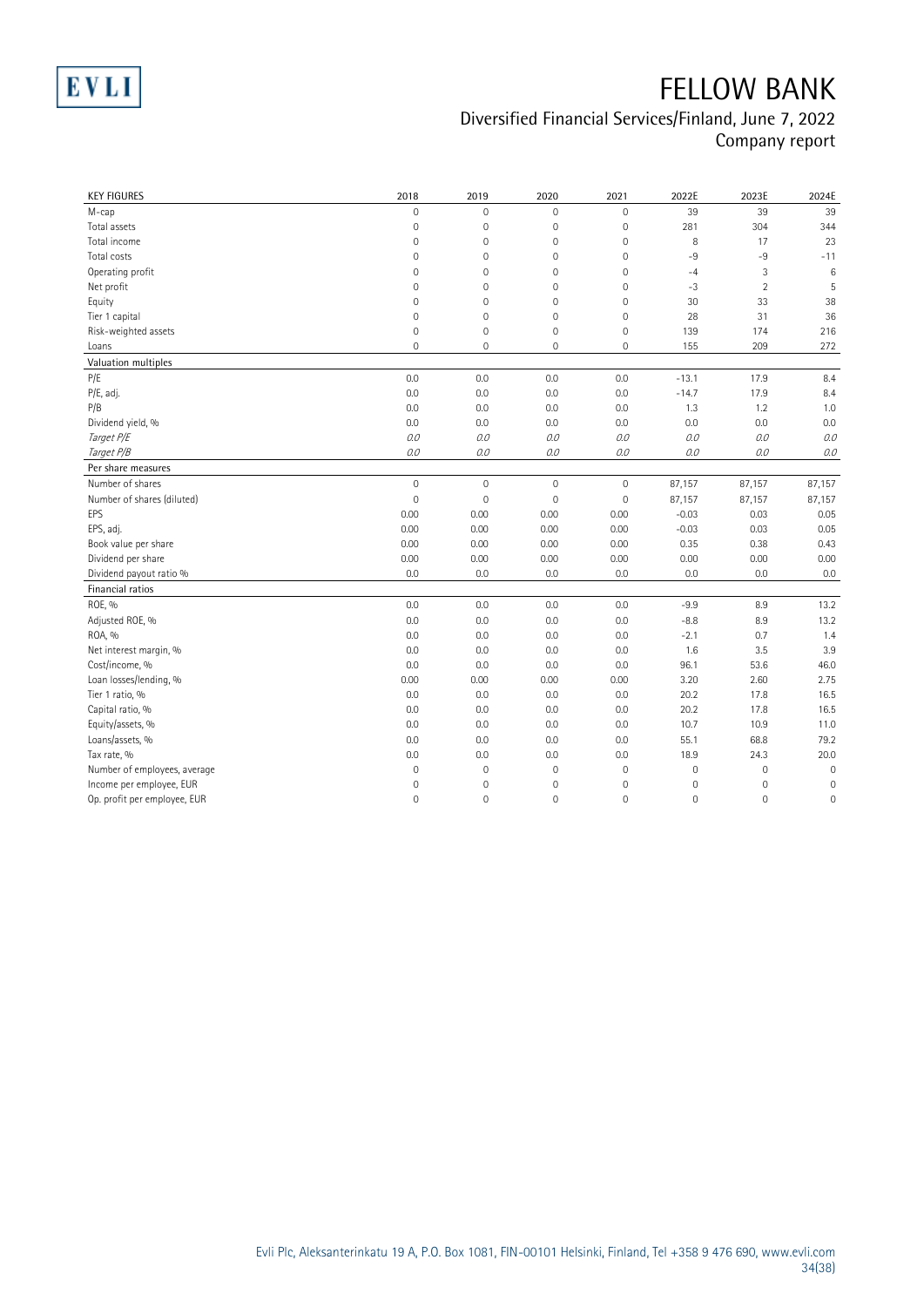# FELLOW BANK

## Diversified Financial Services/Finland, June 7, 2022
Company report

| KEY FIGURES | 2018 | 2019 | 2020 | 2021 | 2022E | 2023E | 2024E |
|---|---|---|---|---|---|---|---|
| M-cap | 0 | 0 | 0 | 0 | 39 | 39 | 39 |
| Total assets | 0 | 0 | 0 | 0 | 281 | 304 | 344 |
| Total income | 0 | 0 | 0 | 0 | 8 | 17 | 23 |
| Total costs | 0 | 0 | 0 | 0 | -9 | -9 | -11 |
| Operating profit | 0 | 0 | 0 | 0 | -4 | 3 | 6 |
| Net profit | 0 | 0 | 0 | 0 | -3 | 2 | 5 |
| Equity | 0 | 0 | 0 | 0 | 30 | 33 | 38 |
| Tier 1 capital | 0 | 0 | 0 | 0 | 28 | 31 | 36 |
| Risk-weighted assets | 0 | 0 | 0 | 0 | 139 | 174 | 216 |
| Loans | 0 | 0 | 0 | 0 | 155 | 209 | 272 |
| **Valuation multiples** | | | | | | | |
| P/E | 0.0 | 0.0 | 0.0 | 0.0 | -13.1 | 17.9 | 8.4 |
| P/E, adj. | 0.0 | 0.0 | 0.0 | 0.0 | -14.7 | 17.9 | 8.4 |
| P/B | 0.0 | 0.0 | 0.0 | 0.0 | 1.3 | 1.2 | 1.0 |
| Dividend yield, % | 0.0 | 0.0 | 0.0 | 0.0 | 0.0 | 0.0 | 0.0 |
| *Target P/E* | *0.0* | *0.0* | *0.0* | *0.0* | *0.0* | *0.0* | *0.0* |
| *Target P/B* | *0.0* | *0.0* | *0.0* | *0.0* | *0.0* | *0.0* | *0.0* |
| **Per share measures** | | | | | | | |
| Number of shares | 0 | 0 | 0 | 0 | 87,157 | 87,157 | 87,157 |
| Number of shares (diluted) | 0 | 0 | 0 | 0 | 87,157 | 87,157 | 87,157 |
| EPS | 0.00 | 0.00 | 0.00 | 0.00 | -0.03 | 0.03 | 0.05 |
| EPS, adj. | 0.00 | 0.00 | 0.00 | 0.00 | -0.03 | 0.03 | 0.05 |
| Book value per share | 0.00 | 0.00 | 0.00 | 0.00 | 0.35 | 0.38 | 0.43 |
| Dividend per share | 0.00 | 0.00 | 0.00 | 0.00 | 0.00 | 0.00 | 0.00 |
| Dividend payout ratio % | 0.0 | 0.0 | 0.0 | 0.0 | 0.0 | 0.0 | 0.0 |
| **Financial ratios** | | | | | | | |
| ROE, % | 0.0 | 0.0 | 0.0 | 0.0 | -9.9 | 8.9 | 13.2 |
| Adjusted ROE, % | 0.0 | 0.0 | 0.0 | 0.0 | -8.8 | 8.9 | 13.2 |
| ROA, % | 0.0 | 0.0 | 0.0 | 0.0 | -2.1 | 0.7 | 1.4 |
| Net interest margin, % | 0.0 | 0.0 | 0.0 | 0.0 | 1.6 | 3.5 | 3.9 |
| Cost/income, % | 0.0 | 0.0 | 0.0 | 0.0 | 96.1 | 53.6 | 46.0 |
| Loan losses/lending, % | 0.00 | 0.00 | 0.00 | 0.00 | 3.20 | 2.60 | 2.75 |
| Tier 1 ratio, % | 0.0 | 0.0 | 0.0 | 0.0 | 20.2 | 17.8 | 16.5 |
| Capital ratio, % | 0.0 | 0.0 | 0.0 | 0.0 | 20.2 | 17.8 | 16.5 |
| Equity/assets, % | 0.0 | 0.0 | 0.0 | 0.0 | 10.7 | 10.9 | 11.0 |
| Loans/assets, % | 0.0 | 0.0 | 0.0 | 0.0 | 55.1 | 68.8 | 79.2 |
| Tax rate, % | 0.0 | 0.0 | 0.0 | 0.0 | 18.9 | 24.3 | 20.0 |
| Number of employees, average | 0 | 0 | 0 | 0 | 0 | 0 | 0 |
| Income per employee, EUR | 0 | 0 | 0 | 0 | 0 | 0 | 0 |
| Op. profit per employee, EUR | 0 | 0 | 0 | 0 | 0 | 0 | 0 |

Evli Plc, Aleksanterinkatu 19 A, P.O. Box 1081, FIN-00101 Helsinki, Finland, Tel +358 9 476 690, www.evli.com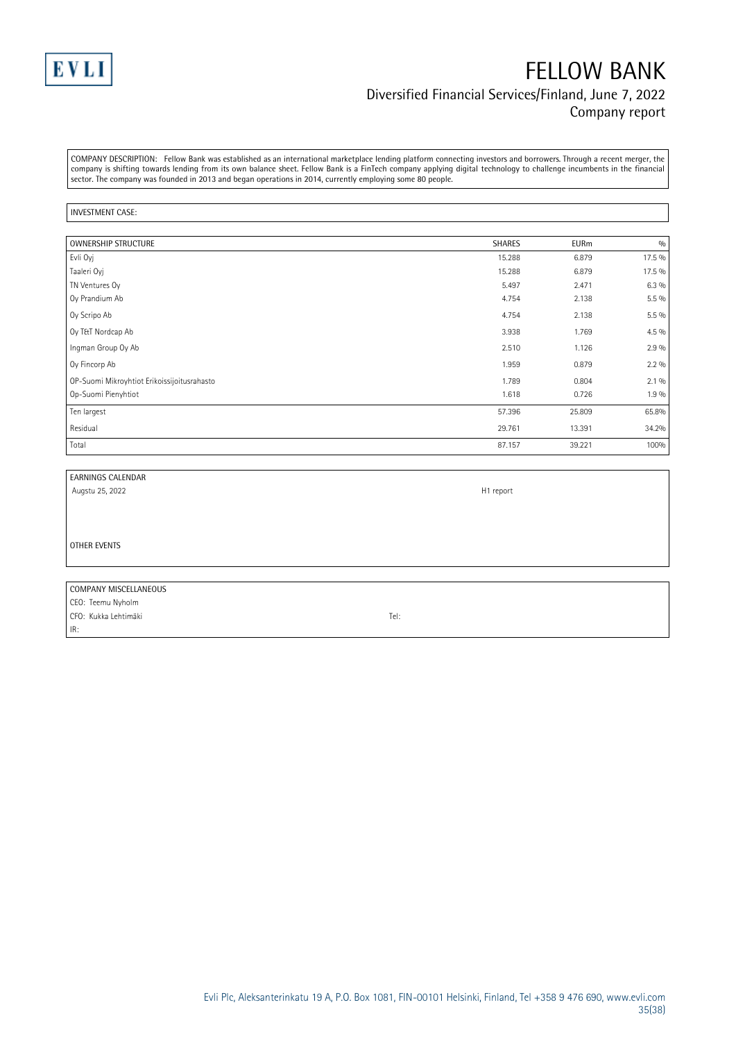# FELLOW BANK

## Diversified Financial Services/Finland, June 7, 2022
## Company report

COMPANY DESCRIPTION: Fellow Bank was established as an international marketplace lending platform connecting investors and borrowers. Through a recent merger, the company is shifting towards lending from its own balance sheet. Fellow Bank is a FinTech company applying digital technology to challenge incumbents in the financial sector. The company was founded in 2013 and began operations in 2014, currently employing some 80 people.

INVESTMENT CASE:

| OWNERSHIP STRUCTURE | SHARES | EURm | % |
|---|---|---|---|
| Evli Oyj | 15.288 | 6.879 | 17.5 % |
| Taaleri Oyj | 15.288 | 6.879 | 17.5 % |
| TN Ventures Oy | 5.497 | 2.471 | 6.3 % |
| Oy Prandium Ab | 4.754 | 2.138 | 5.5 % |
| Oy Scripo Ab | 4.754 | 2.138 | 5.5 % |
| Oy T&T Nordcap Ab | 3.938 | 1.769 | 4.5 % |
| Ingman Group Oy Ab | 2.510 | 1.126 | 2.9 % |
| Oy Fincorp Ab | 1.959 | 0.879 | 2.2 % |
| OP-Suomi Mikroyhtiot Erikoissijoitusrahasto | 1.789 | 0.804 | 2.1 % |
| Op-Suomi Pienyhtiot | 1.618 | 0.726 | 1.9 % |
| Ten largest | 57.396 | 25.809 | 65.8% |
| Residual | 29.761 | 13.391 | 34.2% |
| Total | 87.157 | 39.221 | 100% |

| EARNINGS CALENDAR | |
|---|---|
| Augstu 25, 2022 | H1 report |

OTHER EVENTS

| COMPANY MISCELLANEOUS | |
|---|---|
| CEO: Teemu Nyholm | |
| CFO: Kukka Lehtimäki | Tel: |
| IR: | |

Evli Plc, Aleksanterinkatu 19 A, P.O. Box 1081, FIN-00101 Helsinki, Finland, Tel +358 9 476 690, www.evli.com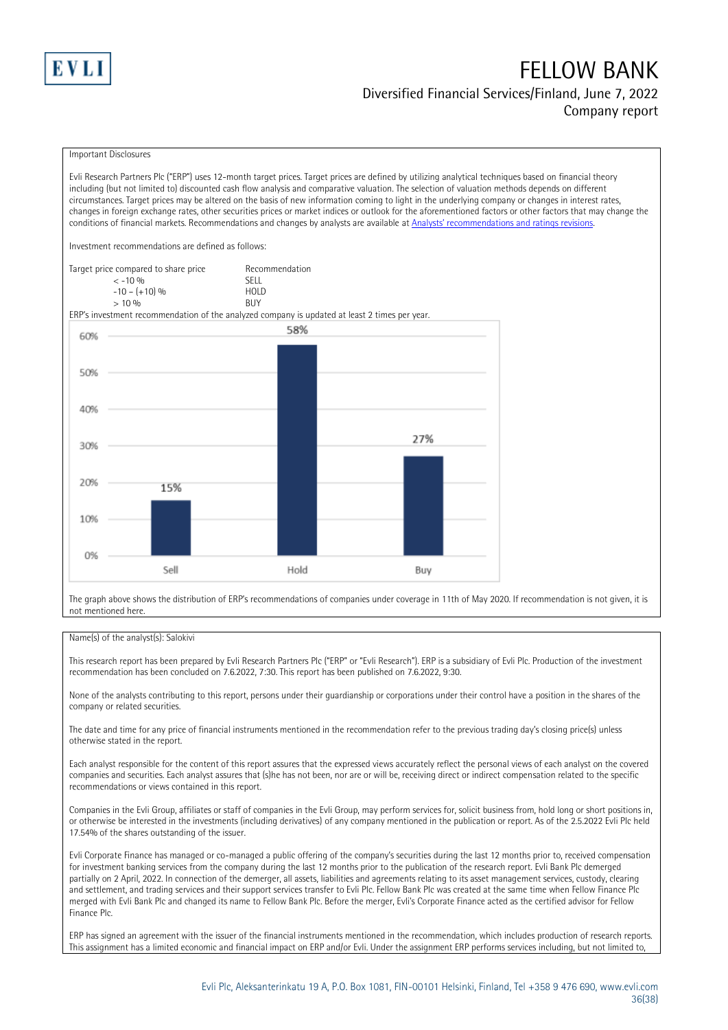Important Disclosures

Evli Research Partners Plc ("ERP") uses 12-month target prices. Target prices are defined by utilizing analytical techniques based on financial theory including (but not limited to) discounted cash flow analysis and comparative valuation. The selection of valuation methods depends on different circumstances. Target prices may be altered on the basis of new information coming to light in the underlying company or changes in interest rates, changes in foreign exchange rates, other securities prices or market indices or outlook for the aforementioned factors or other factors that may change the conditions of financial markets. Recommendations and changes by analysts are available at [Analysts' recommendations and ratings revisions](Analysts' recommendations and ratings revisions).

Investment recommendations are defined as follows:

| Target price compared to share price | Recommendation |
|---|---|
| < -10 % | SELL |
| -10 – (+10) % | HOLD |
| > 10 % | BUY |

ERP's investment recommendation of the analyzed company is updated at least 2 times per year.

| | Sell | Hold | Buy |
|---|---|---|---|
| Share of recommendations | 15% | 58% | 27% |

The graph above shows the distribution of ERP's recommendations of companies under coverage in 11th of May 2020. If recommendation is not given, it is not mentioned here.

Name(s) of the analyst(s): Salokivi

This research report has been prepared by Evli Research Partners Plc ("ERP" or "Evli Research"). ERP is a subsidiary of Evli Plc. Production of the investment recommendation has been concluded on 7.6.2022, 7:30. This report has been published on 7.6.2022, 9:30.

None of the analysts contributing to this report, persons under their guardianship or corporations under their control have a position in the shares of the company or related securities.

The date and time for any price of financial instruments mentioned in the recommendation refer to the previous trading day's closing price(s) unless otherwise stated in the report.

Each analyst responsible for the content of this report assures that the expressed views accurately reflect the personal views of each analyst on the covered companies and securities. Each analyst assures that (s)he has not been, nor are or will be, receiving direct or indirect compensation related to the specific recommendations or views contained in this report.

Companies in the Evli Group, affiliates or staff of companies in the Evli Group, may perform services for, solicit business from, hold long or short positions in, or otherwise be interested in the investments (including derivatives) of any company mentioned in the publication or report. As of the 2.5.2022 Evli Plc held 17.54% of the shares outstanding of the issuer.

Evli Corporate Finance has managed or co-managed a public offering of the company's securities during the last 12 months prior to, received compensation for investment banking services from the company during the last 12 months prior to the publication of the research report. Evli Bank Plc demerged partially on 2 April, 2022. In connection of the demerger, all assets, liabilities and agreements relating to its asset management services, custody, clearing and settlement, and trading services and their support services transfer to Evli Plc. Fellow Bank Plc was created at the same time when Fellow Finance Plc merged with Evli Bank Plc and changed its name to Fellow Bank Plc. Before the merger, Evli's Corporate Finance acted as the certified advisor for Fellow Finance Plc.

ERP has signed an agreement with the issuer of the financial instruments mentioned in the recommendation, which includes production of research reports. This assignment has a limited economic and financial impact on ERP and/or Evli. Under the assignment ERP performs services including, but not limited to,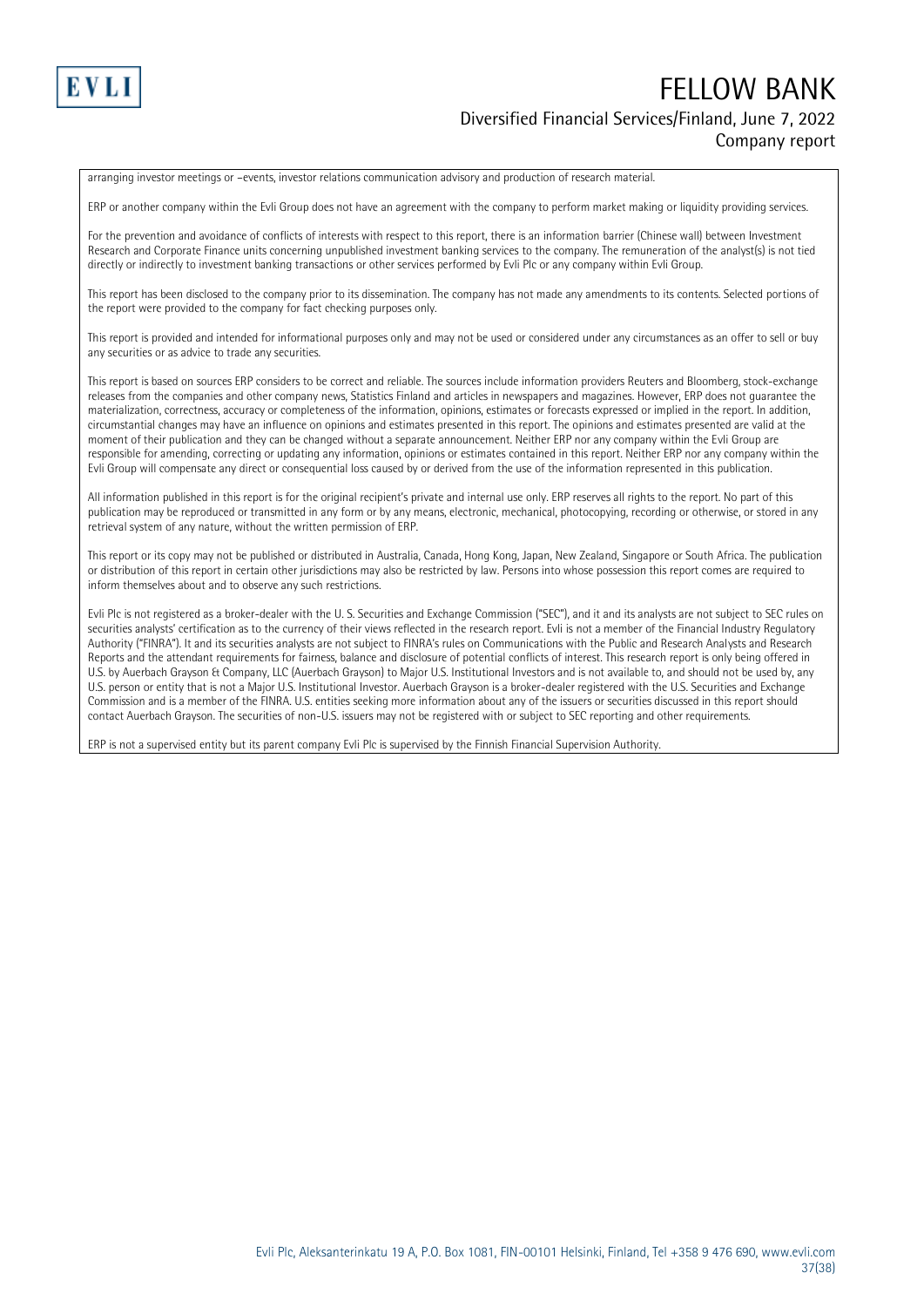arranging investor meetings or –events, investor relations communication advisory and production of research material.

ERP or another company within the Evli Group does not have an agreement with the company to perform market making or liquidity providing services.

For the prevention and avoidance of conflicts of interests with respect to this report, there is an information barrier (Chinese wall) between Investment Research and Corporate Finance units concerning unpublished investment banking services to the company. The remuneration of the analyst(s) is not tied directly or indirectly to investment banking transactions or other services performed by Evli Plc or any company within Evli Group.

This report has been disclosed to the company prior to its dissemination. The company has not made any amendments to its contents. Selected portions of the report were provided to the company for fact checking purposes only.

This report is provided and intended for informational purposes only and may not be used or considered under any circumstances as an offer to sell or buy any securities or as advice to trade any securities.

This report is based on sources ERP considers to be correct and reliable. The sources include information providers Reuters and Bloomberg, stock-exchange releases from the companies and other company news, Statistics Finland and articles in newspapers and magazines. However, ERP does not guarantee the materialization, correctness, accuracy or completeness of the information, opinions, estimates or forecasts expressed or implied in the report. In addition, circumstantial changes may have an influence on opinions and estimates presented in this report. The opinions and estimates presented are valid at the moment of their publication and they can be changed without a separate announcement. Neither ERP nor any company within the Evli Group are responsible for amending, correcting or updating any information, opinions or estimates contained in this report. Neither ERP nor any company within the Evli Group will compensate any direct or consequential loss caused by or derived from the use of the information represented in this publication.

All information published in this report is for the original recipient's private and internal use only. ERP reserves all rights to the report. No part of this publication may be reproduced or transmitted in any form or by any means, electronic, mechanical, photocopying, recording or otherwise, or stored in any retrieval system of any nature, without the written permission of ERP.

This report or its copy may not be published or distributed in Australia, Canada, Hong Kong, Japan, New Zealand, Singapore or South Africa. The publication or distribution of this report in certain other jurisdictions may also be restricted by law. Persons into whose possession this report comes are required to inform themselves about and to observe any such restrictions.

Evli Plc is not registered as a broker-dealer with the U. S. Securities and Exchange Commission ("SEC"), and it and its analysts are not subject to SEC rules on securities analysts' certification as to the currency of their views reflected in the research report. Evli is not a member of the Financial Industry Regulatory Authority ("FINRA"). It and its securities analysts are not subject to FINRA's rules on Communications with the Public and Research Analysts and Research Reports and the attendant requirements for fairness, balance and disclosure of potential conflicts of interest. This research report is only being offered in U.S. by Auerbach Grayson & Company, LLC (Auerbach Grayson) to Major U.S. Institutional Investors and is not available to, and should not be used by, any U.S. person or entity that is not a Major U.S. Institutional Investor. Auerbach Grayson is a broker-dealer registered with the U.S. Securities and Exchange Commission and is a member of the FINRA. U.S. entities seeking more information about any of the issuers or securities discussed in this report should contact Auerbach Grayson. The securities of non-U.S. issuers may not be registered with or subject to SEC reporting and other requirements.

ERP is not a supervised entity but its parent company Evli Plc is supervised by the Finnish Financial Supervision Authority.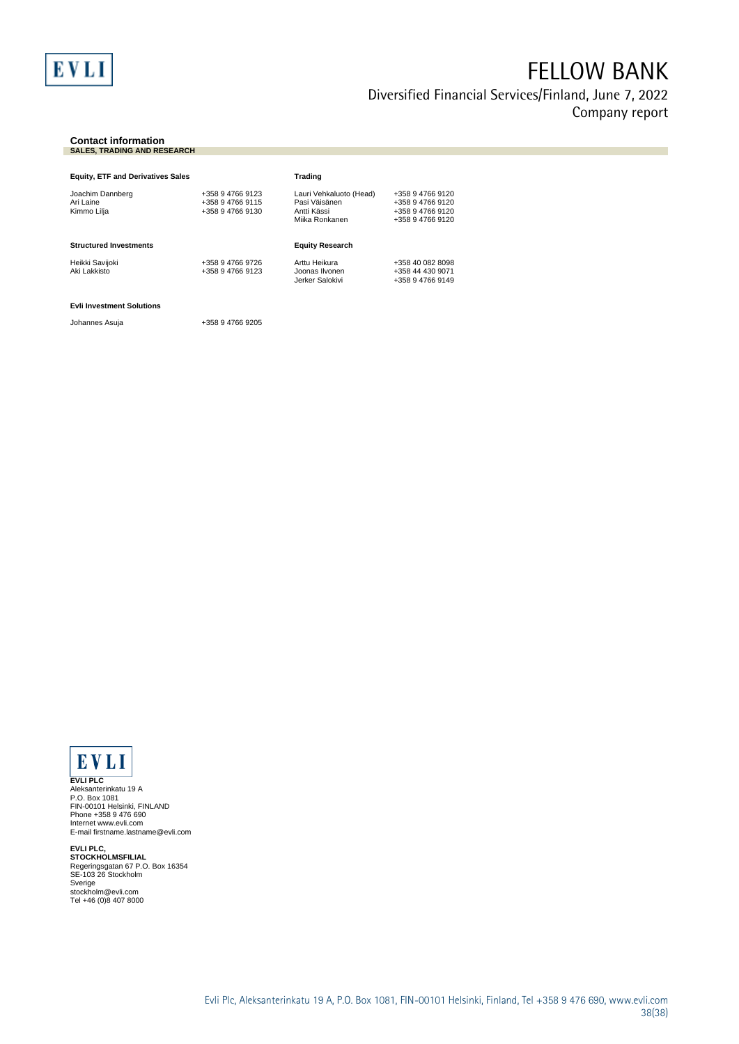## Contact information

**SALES, TRADING AND RESEARCH**

| **Equity, ETF and Derivatives Sales** | | **Trading** | |
|---|---|---|---|
| Joachim Dannberg | +358 9 4766 9123 | Lauri Vehkaluoto (Head) | +358 9 4766 9120 |
| Ari Laine | +358 9 4766 9115 | Pasi Väisänen | +358 9 4766 9120 |
| Kimmo Lilja | +358 9 4766 9130 | Antti Kässi | +358 9 4766 9120 |
| | | Miika Ronkanen | +358 9 4766 9120 |
| **Structured Investments** | | **Equity Research** | |
| Heikki Savijoki | +358 9 4766 9726 | Arttu Heikura | +358 40 082 8098 |
| Aki Lakkisto | +358 9 4766 9123 | Joonas Ilvonen | +358 44 430 9071 |
| | | Jerker Salokivi | +358 9 4766 9149 |
| **Evli Investment Solutions** | | | |
| Johannes Asuja | +358 9 4766 9205 | | |

**EVLI PLC**
Aleksanterinkatu 19 A
P.O. Box 1081
FIN-00101 Helsinki, FINLAND
Phone +358 9 476 690
Internet www.evli.com
E-mail firstname.lastname@evli.com

**EVLI PLC,**
**STOCKHOLMSFILIAL**
Regeringsgatan 67 P.O. Box 16354
SE-103 26 Stockholm
Sverige
stockholm@evli.com
Tel +46 (0)8 407 8000